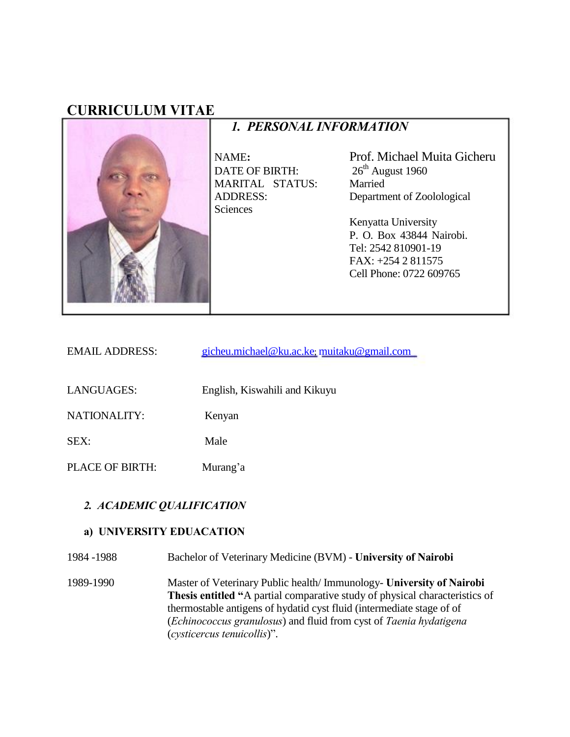# CURRICULUM VITAE

## *1. PERSONAL INFORMATION*

NAME**:** Prof. Michael Muita Gicheru
DATE OF BIRTH: 26th August 1960
MARITAL STATUS: Married
ADDRESS: Department of Zoolological Sciences

Kenyatta University
P. O. Box 43844 Nairobi.
Tel: 2542 810901-19
FAX: +254 2 811575
Cell Phone: 0722 609765

EMAIL ADDRESS: gicheu.michael@ku.ac.ke; muitaku@gmail.com

LANGUAGES: English, Kiswahili and Kikuyu

NATIONALITY: Kenyan

SEX: Male

PLACE OF BIRTH: Murang'a

## *2. ACADEMIC QUALIFICATION*

### a) UNIVERSITY EDUACATION

1984 -1988 Bachelor of Veterinary Medicine (BVM) - **University of Nairobi**

1989-1990 Master of Veterinary Public health/ Immunology- **University of Nairobi Thesis entitled "**A partial comparative study of physical characteristics of thermostable antigens of hydatid cyst fluid (intermediate stage of of (*Echinococcus granulosus*) and fluid from cyst of *Taenia hydatigena* (*cysticercus tenuicollis*)".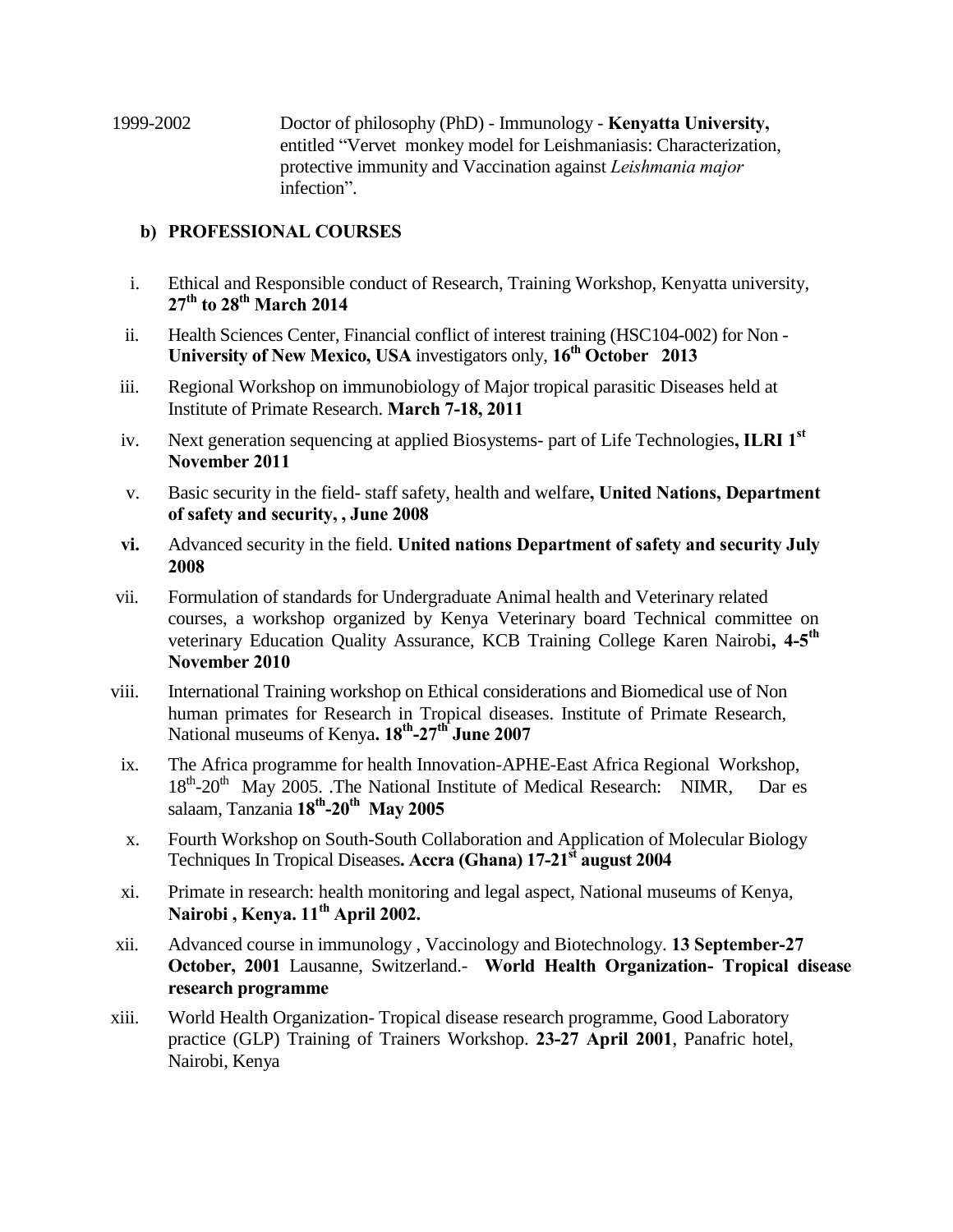1999-2002 Doctor of philosophy (PhD) - Immunology - **Kenyatta University,** entitled "Vervet monkey model for Leishmaniasis: Characterization, protective immunity and Vaccination against *Leishmania major* infection".

**b) PROFESSIONAL COURSES**

i. Ethical and Responsible conduct of Research, Training Workshop, Kenyatta university, **27th to 28th March 2014**

ii. Health Sciences Center, Financial conflict of interest training (HSC104-002) for Non - **University of New Mexico, USA** investigators only, **16th October 2013**

iii. Regional Workshop on immunobiology of Major tropical parasitic Diseases held at Institute of Primate Research. **March 7-18, 2011**

iv. Next generation sequencing at applied Biosystems- part of Life Technologies**, ILRI 1st November 2011**

v. Basic security in the field- staff safety, health and welfare**, United Nations, Department of safety and security, , June 2008**

**vi.** Advanced security in the field. **United nations Department of safety and security July 2008**

vii. Formulation of standards for Undergraduate Animal health and Veterinary related courses, a workshop organized by Kenya Veterinary board Technical committee on veterinary Education Quality Assurance, KCB Training College Karen Nairobi**, 4-5th November 2010**

viii. International Training workshop on Ethical considerations and Biomedical use of Non human primates for Research in Tropical diseases. Institute of Primate Research, National museums of Kenya**. 18th-27th June 2007**

ix. The Africa programme for health Innovation-APHE-East Africa Regional Workshop, 18th-20th May 2005. .The National Institute of Medical Research: NIMR, Dar es salaam, Tanzania **18th-20th May 2005**

x. Fourth Workshop on South-South Collaboration and Application of Molecular Biology Techniques In Tropical Diseases**. Accra (Ghana) 17-21st august 2004**

xi. Primate in research: health monitoring and legal aspect, National museums of Kenya, **Nairobi , Kenya. 11th April 2002.**

xii. Advanced course in immunology , Vaccinology and Biotechnology. **13 September-27 October, 2001** Lausanne, Switzerland.- **World Health Organization- Tropical disease research programme**

xiii. World Health Organization- Tropical disease research programme, Good Laboratory practice (GLP) Training of Trainers Workshop. **23-27 April 2001**, Panafric hotel, Nairobi, Kenya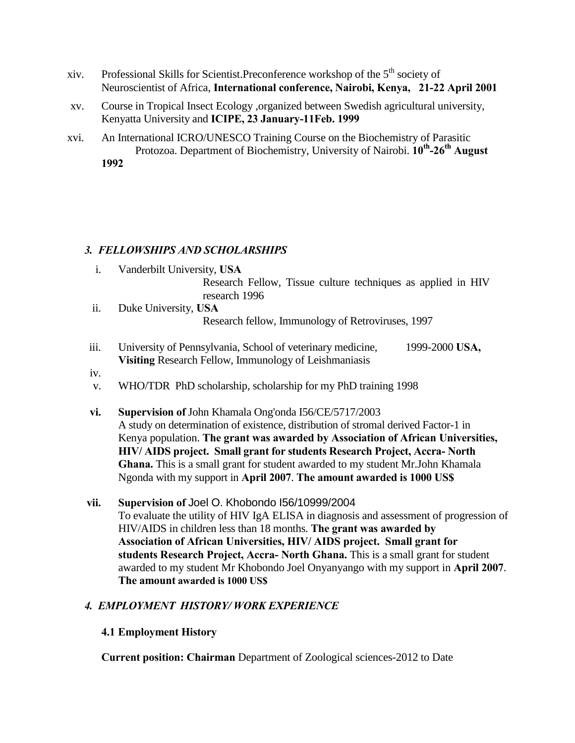xiv. Professional Skills for Scientist.Preconference workshop of the 5th society of Neuroscientist of Africa, **International conference, Nairobi, Kenya, 21-22 April 2001**

xv. Course in Tropical Insect Ecology ,organized between Swedish agricultural university, Kenyatta University and **ICIPE, 23 January-11Feb. 1999**

xvi. An International ICRO/UNESCO Training Course on the Biochemistry of Parasitic Protozoa. Department of Biochemistry, University of Nairobi. **10th-26th August 1992**

### *3. FELLOWSHIPS AND SCHOLARSHIPS*

i. Vanderbilt University, **USA**
Research Fellow, Tissue culture techniques as applied in HIV research 1996

ii. Duke University, **USA**
Research fellow, Immunology of Retroviruses, 1997

iii. University of Pennsylvania, School of veterinary medicine, 1999-2000 **USA, Visiting** Research Fellow, Immunology of Leishmaniasis

iv.

v. WHO/TDR PhD scholarship, scholarship for my PhD training 1998

**vi. Supervision of** John Khamala Ong'onda I56/CE/5717/2003
A study on determination of existence, distribution of stromal derived Factor-1 in Kenya population. **The grant was awarded by Association of African Universities, HIV/ AIDS project. Small grant for students Research Project, Accra- North Ghana.** This is a small grant for student awarded to my student Mr.John Khamala Ngonda with my support in **April 2007**. **The amount awarded is 1000 US$**

**vii. Supervision of** Joel O. Khobondo I56/10999/2004
To evaluate the utility of HIV IgA ELISA in diagnosis and assessment of progression of HIV/AIDS in children less than 18 months. **The grant was awarded by Association of African Universities, HIV/ AIDS project. Small grant for students Research Project, Accra- North Ghana.** This is a small grant for student awarded to my student Mr Khobondo Joel Onyanyango with my support in **April 2007**. **The amount awarded is 1000 US$**

### *4. EMPLOYMENT HISTORY/ WORK EXPERIENCE*

#### 4.1 Employment History

**Current position: Chairman** Department of Zoological sciences-2012 to Date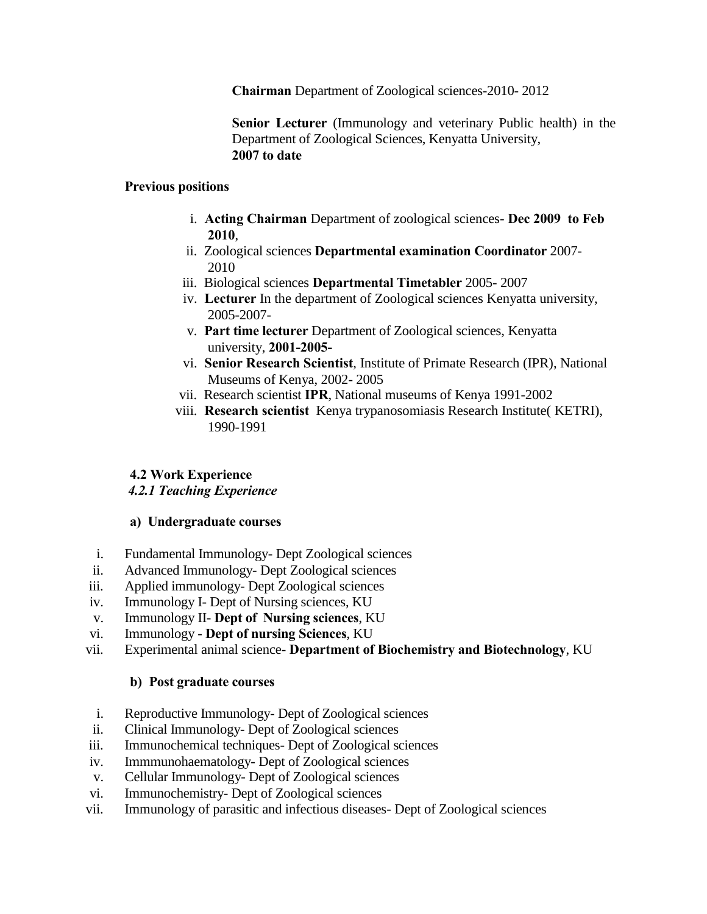**Chairman** Department of Zoological sciences-2010- 2012

**Senior Lecturer** (Immunology and veterinary Public health) in the Department of Zoological Sciences, Kenyatta University, **2007 to date**

**Previous positions**

i. **Acting Chairman** Department of zoological sciences- **Dec 2009 to Feb 2010**,
ii. Zoological sciences **Departmental examination Coordinator** 2007-2010
iii. Biological sciences **Departmental Timetabler** 2005- 2007
iv. **Lecturer** In the department of Zoological sciences Kenyatta university, 2005-2007-
v. **Part time lecturer** Department of Zoological sciences, Kenyatta university, **2001-2005-**
vi. **Senior Research Scientist**, Institute of Primate Research (IPR), National Museums of Kenya, 2002- 2005
vii. Research scientist **IPR**, National museums of Kenya 1991-2002
viii. **Research scientist** Kenya trypanosomiasis Research Institute( KETRI), 1990-1991

### 4.2 Work Experience

#### *4.2.1 Teaching Experience*

**a) Undergraduate courses**

i. Fundamental Immunology- Dept Zoological sciences
ii. Advanced Immunology- Dept Zoological sciences
iii. Applied immunology- Dept Zoological sciences
iv. Immunology I- Dept of Nursing sciences, KU
v. Immunology II- **Dept of Nursing sciences**, KU
vi. Immunology - **Dept of nursing Sciences**, KU
vii. Experimental animal science- **Department of Biochemistry and Biotechnology**, KU

**b) Post graduate courses**

i. Reproductive Immunology- Dept of Zoological sciences
ii. Clinical Immunology- Dept of Zoological sciences
iii. Immunochemical techniques- Dept of Zoological sciences
iv. Immmunohaematology- Dept of Zoological sciences
v. Cellular Immunology- Dept of Zoological sciences
vi. Immunochemistry- Dept of Zoological sciences
vii. Immunology of parasitic and infectious diseases- Dept of Zoological sciences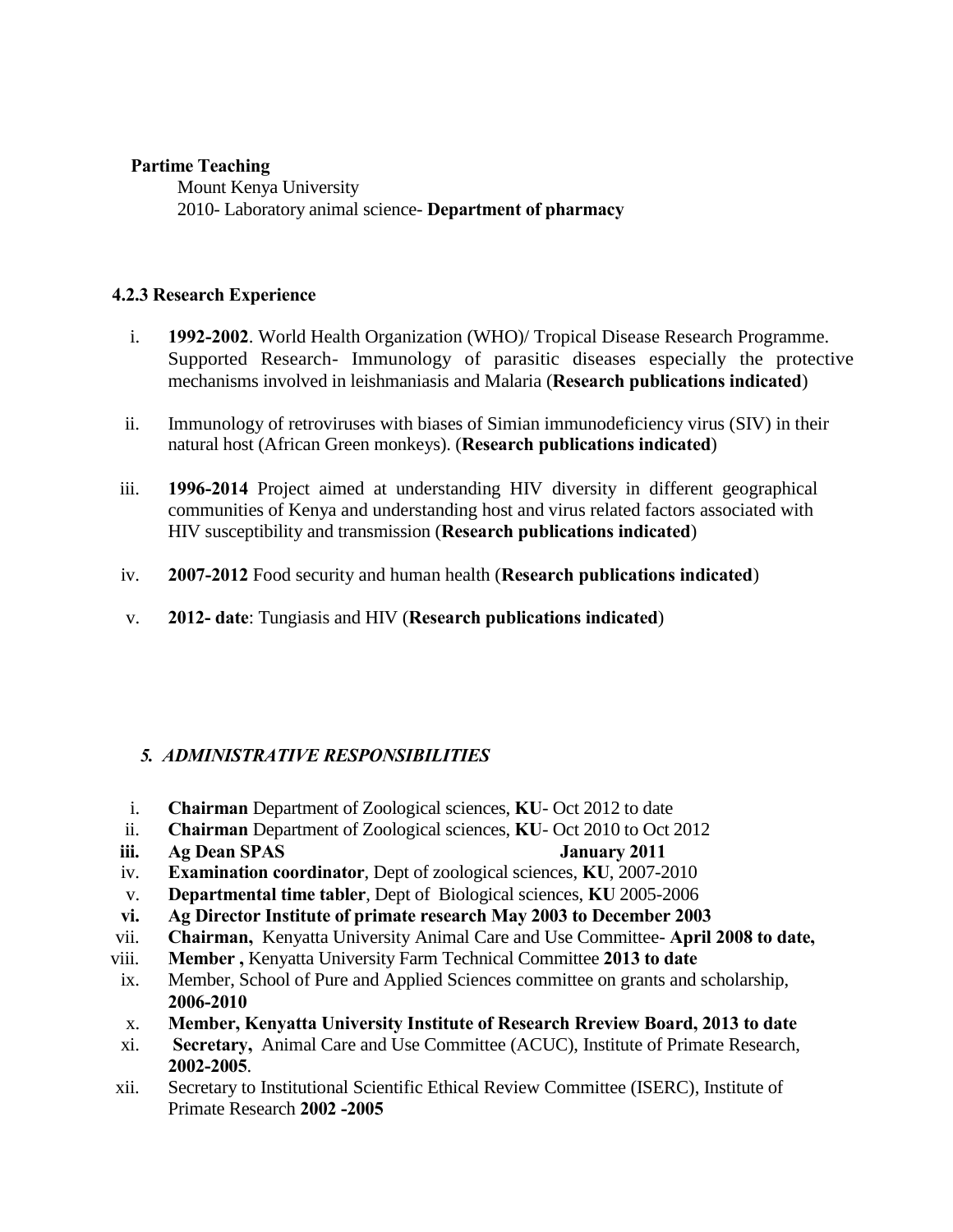**Partime Teaching**

Mount Kenya University

2010- Laboratory animal science- **Department of pharmacy**

### 4.2.3 Research Experience

i. **1992-2002**. World Health Organization (WHO)/ Tropical Disease Research Programme. Supported Research- Immunology of parasitic diseases especially the protective mechanisms involved in leishmaniasis and Malaria (**Research publications indicated**)

ii. Immunology of retroviruses with biases of Simian immunodeficiency virus (SIV) in their natural host (African Green monkeys). (**Research publications indicated**)

iii. **1996-2014** Project aimed at understanding HIV diversity in different geographical communities of Kenya and understanding host and virus related factors associated with HIV susceptibility and transmission (**Research publications indicated**)

iv. **2007-2012** Food security and human health (**Research publications indicated**)

v. **2012- date**: Tungiasis and HIV (**Research publications indicated**)

## *5. ADMINISTRATIVE RESPONSIBILITIES*

i. **Chairman** Department of Zoological sciences, **KU**- Oct 2012 to date
ii. **Chairman** Department of Zoological sciences, **KU**- Oct 2010 to Oct 2012
iii. **Ag Dean SPAS January 2011**
iv. **Examination coordinator**, Dept of zoological sciences, **KU**, 2007-2010
v. **Departmental time tabler**, Dept of Biological sciences, **KU** 2005-2006
vi. **Ag Director Institute of primate research May 2003 to December 2003**
vii. **Chairman,** Kenyatta University Animal Care and Use Committee- **April 2008 to date,**
viii. **Member ,** Kenyatta University Farm Technical Committee **2013 to date**
ix. Member, School of Pure and Applied Sciences committee on grants and scholarship, **2006-2010**
x. **Member, Kenyatta University Institute of Research Rreview Board, 2013 to date**
xi. **Secretary,** Animal Care and Use Committee (ACUC), Institute of Primate Research, **2002-2005**.
xii. Secretary to Institutional Scientific Ethical Review Committee (ISERC), Institute of Primate Research **2002 -2005**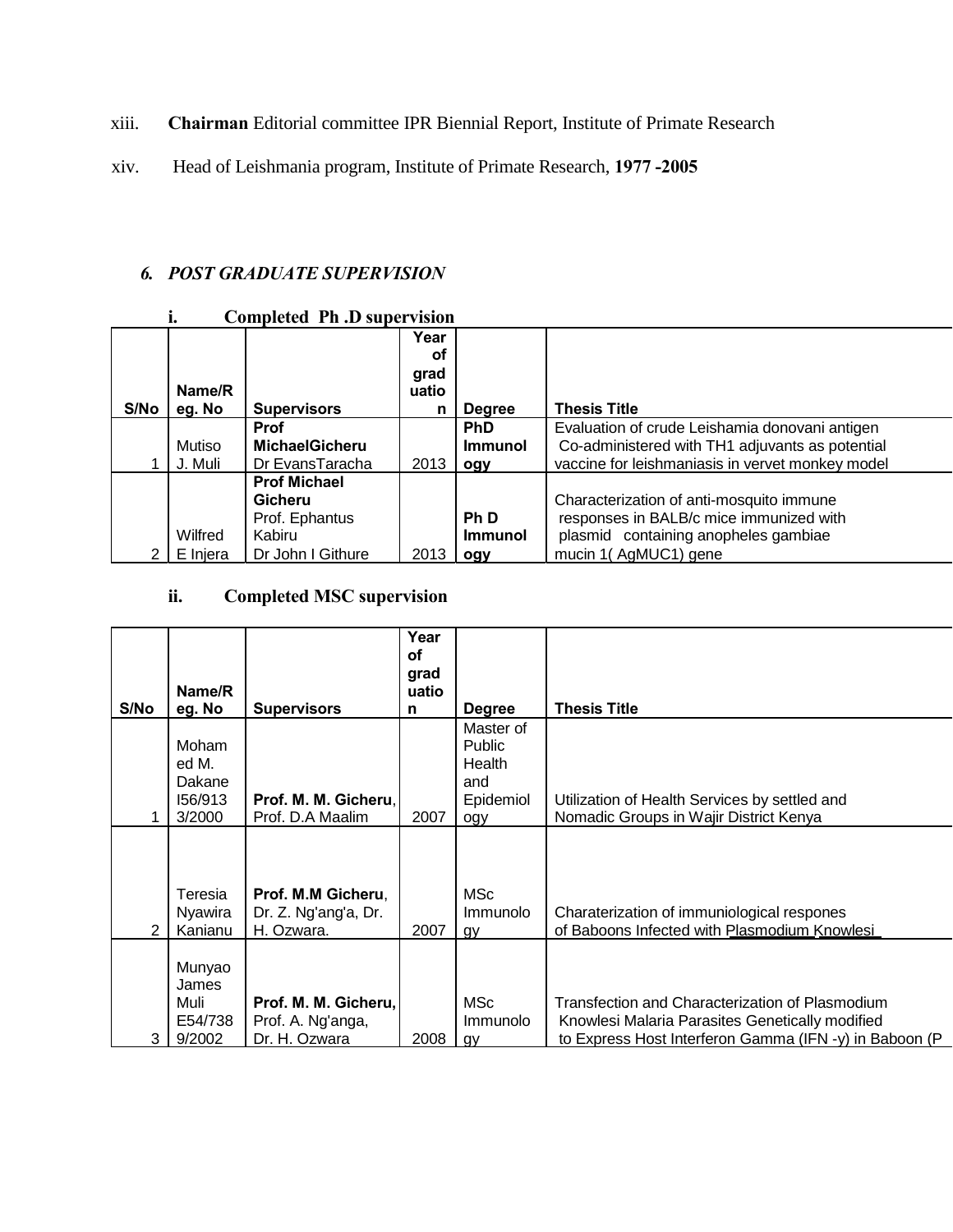xiii. **Chairman** Editorial committee IPR Biennial Report, Institute of Primate Research

xiv. Head of Leishmania program, Institute of Primate Research, **1977 -2005**

## *6. POST GRADUATE SUPERVISION*

### i. Completed Ph .D supervision

| S/No | Name/Reg. No | Supervisors | Year of graduation | Degree | Thesis Title |
|---|---|---|---|---|---|
| 1 | Mutiso J. Muli | **Prof MichaelGicheru** Dr EvansTaracha | 2013 | **PhD Immunology** | Evaluation of crude Leishamia donovani antigen Co-administered with TH1 adjuvants as potential vaccine for leishmaniasis in vervet monkey model |
| 2 | Wilfred E Injera | **Prof Michael Gicheru** Prof. Ephantus Kabiru Dr John I Githure | 2013 | **Ph D Immunology** | Characterization of anti-mosquito immune responses in BALB/c mice immunized with plasmid containing anopheles gambiae mucin 1( AgMUC1) gene |

### ii. Completed MSC supervision

| S/No | Name/Reg. No | Supervisors | Year of graduation | Degree | Thesis Title |
|---|---|---|---|---|---|
| 1 | Mohamed M. Dakane I56/9133/2000 | **Prof. M. M. Gicheru**, Prof. D.A Maalim | 2007 | Master of Public Health and Epidemiology | Utilization of Health Services by settled and Nomadic Groups in Wajir District Kenya |
| 2 | Teresia Nyawira Kanianu | **Prof. M.M Gicheru**, Dr. Z. Ng'ang'a, Dr. H. Ozwara. | 2007 | MSc Immunology | Charaterization of immuniological respones of Baboons Infected with Plasmodium Knowlesi |
| 3 | Munyao James Muli E54/7389/2002 | **Prof. M. M. Gicheru**, Prof. A. Ng'anga, Dr. H. Ozwara | 2008 | MSc Immunology | Transfection and Characterization of Plasmodium Knowlesi Malaria Parasites Genetically modified to Express Host Interferon Gamma (IFN -γ) in Baboon (P |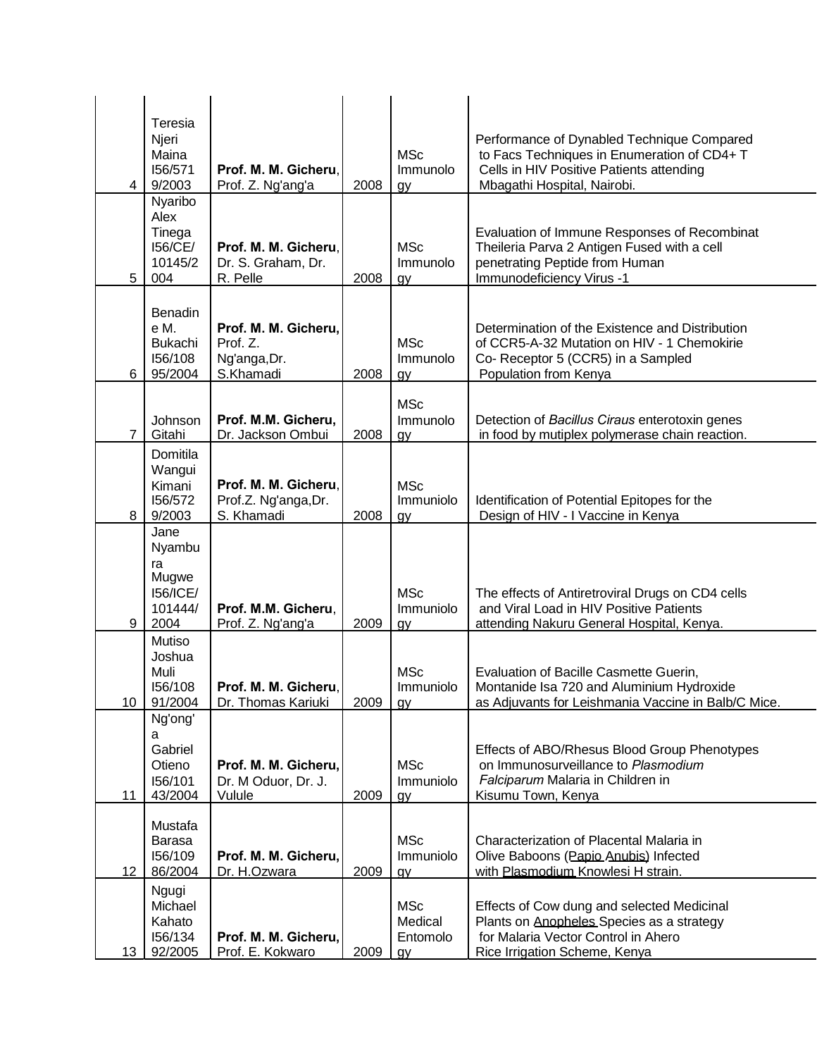| | | | | | |
|---|---|---|---|---|---|
| 4 | Teresia Njeri Maina I56/5719/2003 | **Prof. M. M. Gicheru**, Prof. Z. Ng'ang'a | 2008 | MSc Immunology | Performance of Dynabled Technique Compared to Facs Techniques in Enumeration of CD4+ T Cells in HIV Positive Patients attending Mbagathi Hospital, Nairobi. |
| 5 | Nyaribo Alex Tinega I56/CE/10145/2004 | **Prof. M. M. Gicheru**, Dr. S. Graham, Dr. R. Pelle | 2008 | MSc Immunology | Evaluation of Immune Responses of Recombinat Theileria Parva 2 Antigen Fused with a cell penetrating Peptide from Human Immunodeficiency Virus -1 |
| 6 | Benadine M. Bukachi I56/10895/2004 | **Prof. M. M. Gicheru,** Prof. Z. Ng'anga,Dr. S.Khamadi | 2008 | MSc Immunology | Determination of the Existence and Distribution of CCR5-A-32 Mutation on HIV - 1 Chemokirie Co- Receptor 5 (CCR5) in a Sampled Population from Kenya |
| 7 | Johnson Gitahi | **Prof. M.M. Gicheru,** Dr. Jackson Ombui | 2008 | MSc Immunology | Detection of *Bacillus Ciraus* enterotoxin genes in food by mutiplex polymerase chain reaction. |
| 8 | Domitila Wangui Kimani I56/5729/2003 | **Prof. M. M. Gicheru**, Prof.Z. Ng'anga,Dr. S. Khamadi | 2008 | MSc Immuniology | Identification of Potential Epitopes for the Design of HIV - I Vaccine in Kenya |
| 9 | Jane Nyambura Mugwe I56/ICE/101444/2004 | **Prof. M.M. Gicheru**, Prof. Z. Ng'ang'a | 2009 | MSc Immuniology | The effects of Antiretroviral Drugs on CD4 cells and Viral Load in HIV Positive Patients attending Nakuru General Hospital, Kenya. |
| 10 | Mutiso Joshua Muli I56/10891/2004 | **Prof. M. M. Gicheru**, Dr. Thomas Kariuki | 2009 | MSc Immuniology | Evaluation of Bacille Casmette Guerin, Montanide Isa 720 and Aluminium Hydroxide as Adjuvants for Leishmania Vaccine in Balb/C Mice. |
| 11 | Ng'ong'a Gabriel Otieno I56/10143/2004 | **Prof. M. M. Gicheru,** Dr. M Oduor, Dr. J. Vulule | 2009 | MSc Immuniology | Effects of ABO/Rhesus Blood Group Phenotypes on Immunosurveillance to *Plasmodium Falciparum* Malaria in Children in Kisumu Town, Kenya |
| 12 | Mustafa Barasa I56/10986/2004 | **Prof. M. M. Gicheru,** Dr. H.Ozwara | 2009 | MSc Immuniology | Characterization of Placental Malaria in Olive Baboons (Papio Anubis) Infected with Plasmodium Knowlesi H strain. |
| 13 | Ngugi Michael Kahato I56/13492/2005 | **Prof. M. M. Gicheru,** Prof. E. Kokwaro | 2009 | MSc Medical Entomology | Effects of Cow dung and selected Medicinal Plants on Anopheles Species as a strategy for Malaria Vector Control in Ahero Rice Irrigation Scheme, Kenya |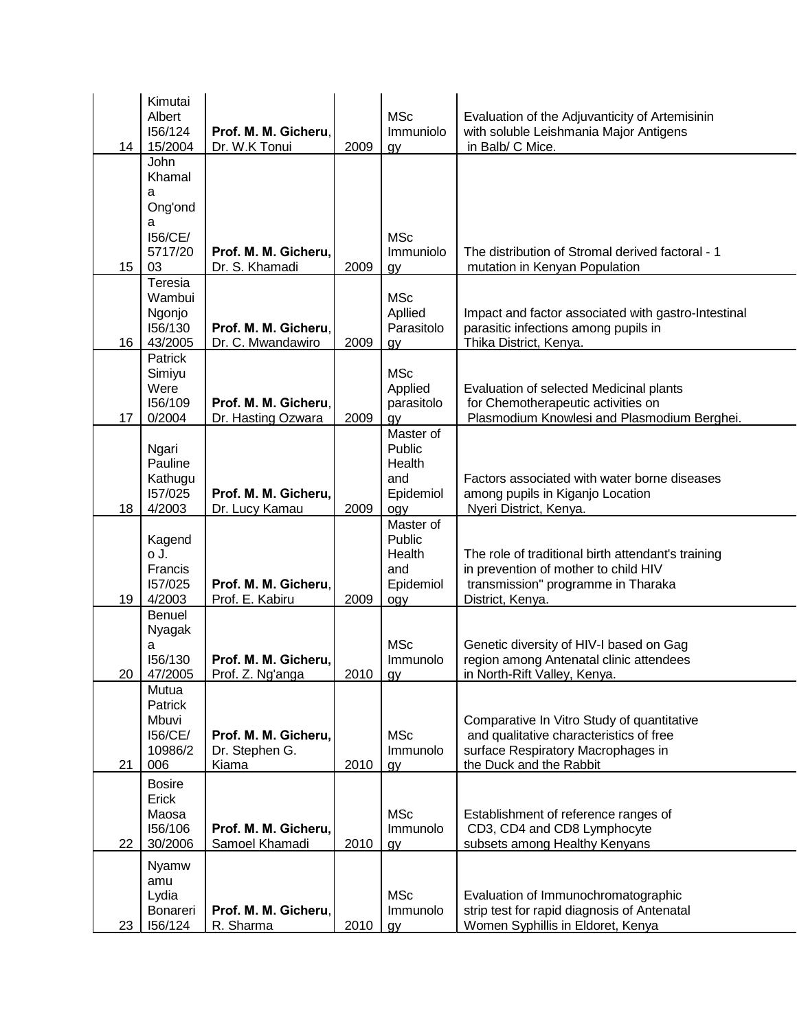| | | | | | |
|---|---|---|---|---|---|
| 14 | Kimutai Albert I56/12415/2004 | **Prof. M. M. Gicheru**, Dr. W.K Tonui | 2009 | MSc Immuniology | Evaluation of the Adjuvanticity of Artemisinin with soluble Leishmania Major Antigens in Balb/ C Mice. |
| 15 | John Khamala Ong'onda I56/CE/5717/2003 | **Prof. M. M. Gicheru**, Dr. S. Khamadi | 2009 | MSc Immuniology | The distribution of Stromal derived factoral - 1 mutation in Kenyan Population |
| 16 | Teresia Wambui Ngonjo I56/13043/2005 | **Prof. M. M. Gicheru**, Dr. C. Mwandawiro | 2009 | MSc Apllied Parasitology | Impact and factor associated with gastro-Intestinal parasitic infections among pupils in Thika District, Kenya. |
| 17 | Patrick Simiyu Were I56/1090/2004 | **Prof. M. M. Gicheru**, Dr. Hasting Ozwara | 2009 | MSc Applied parasitology | Evaluation of selected Medicinal plants for Chemotherapeutic activities on Plasmodium Knowlesi and Plasmodium Berghei. |
| 18 | Ngari Pauline Kathugu I57/0254/2003 | **Prof. M. M. Gicheru**, Dr. Lucy Kamau | 2009 | Master of Public Health and Epidemiology | Factors associated with water borne diseases among pupils in Kiganjo Location Nyeri District, Kenya. |
| 19 | Kagendo J. Francis I57/0254/2003 | **Prof. M. M. Gicheru**, Prof. E. Kabiru | 2009 | Master of Public Health and Epidemiology | The role of traditional birth attendant's training in prevention of mother to child HIV transmission" programme in Tharaka District, Kenya. |
| 20 | Benuel Nyagaka I56/13047/2005 | **Prof. M. M. Gicheru**, Prof. Z. Ng'anga | 2010 | MSc Immunology | Genetic diversity of HIV-I based on Gag region among Antenatal clinic attendees in North-Rift Valley, Kenya. |
| 21 | Mutua Patrick Mbuvi I56/CE/10986/2006 | **Prof. M. M. Gicheru**, Dr. Stephen G. Kiama | 2010 | MSc Immunology | Comparative In Vitro Study of quantitative and qualitative characteristics of free surface Respiratory Macrophages in the Duck and the Rabbit |
| 22 | Bosire Erick Maosa I56/10630/2006 | **Prof. M. M. Gicheru**, Samoel Khamadi | 2010 | MSc Immunology | Establishment of reference ranges of CD3, CD4 and CD8 Lymphocyte subsets among Healthy Kenyans |
| 23 | Nyamwamu Lydia Bonareri I56/124 | **Prof. M. M. Gicheru**, R. Sharma | 2010 | MSc Immunology | Evaluation of Immunochromatographic strip test for rapid diagnosis of Antenatal Women Syphillis in Eldoret, Kenya |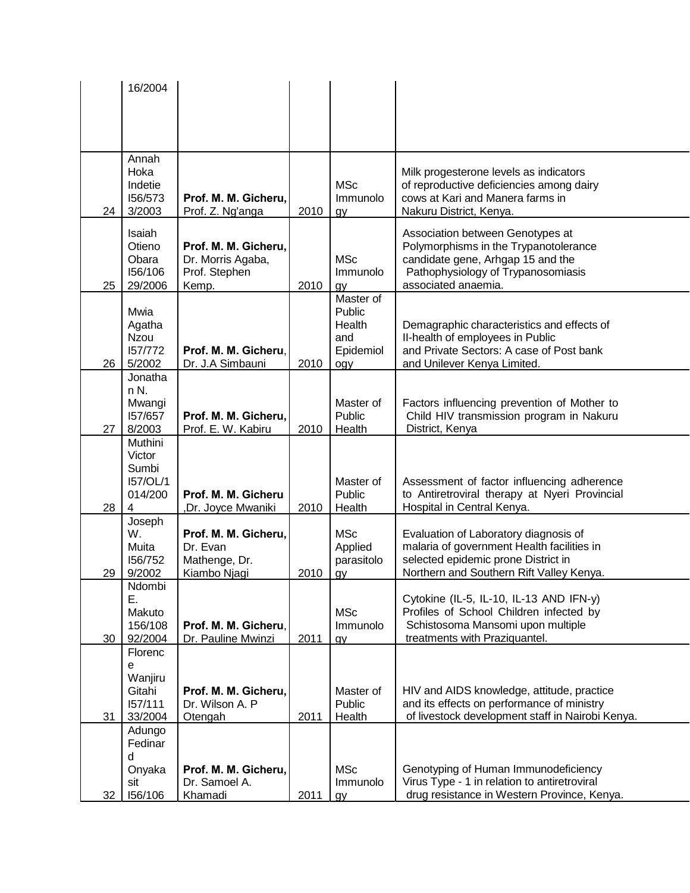| | | | | | |
|---|---|---|---|---|---|
| | 16/2004 | | | | |
| 24 | Annah Hoka Indetie I56/5733/2003 | **Prof. M. M. Gicheru,** Prof. Z. Ng'anga | 2010 | MSc Immunology | Milk progesterone levels as indicators of reproductive deficiencies among dairy cows at Kari and Manera farms in Nakuru District, Kenya. |
| 25 | Isaiah Otieno Obara I56/10629/2006 | **Prof. M. M. Gicheru,** Dr. Morris Agaba, Prof. Stephen Kemp. | 2010 | MSc Immunology | Association between Genotypes at Polymorphisms in the Trypanotolerance candidate gene, Arhgap 15 and the Pathophysiology of Trypanosomiasis associated anaemia. |
| 26 | Mwia Agatha Nzou I57/7725/2002 | **Prof. M. M. Gicheru**, Dr. J.A Simbauni | 2010 | Master of Public Health and Epidemiology | Demagraphic characteristics and effects of Il-health of employees in Public and Private Sectors: A case of Post bank and Unilever Kenya Limited. |
| 27 | Jonathan N. Mwangi I57/6578/2003 | **Prof. M. M. Gicheru,** Prof. E. W. Kabiru | 2010 | Master of Public Health | Factors influencing prevention of Mother to Child HIV transmission program in Nakuru District, Kenya |
| 28 | Muthini Victor Sumbi I57/OL/1014/2004 | **Prof. M. M. Gicheru** ,Dr. Joyce Mwaniki | 2010 | Master of Public Health | Assessment of factor influencing adherence to Antiretroviral therapy at Nyeri Provincial Hospital in Central Kenya. |
| 29 | Joseph W. Muita I56/7529/2002 | **Prof. M. M. Gicheru,** Dr. Evan Mathenge, Dr. Kiambo Njagi | 2010 | MSc Applied parasitology | Evaluation of Laboratory diagnosis of malaria of government Health facilities in selected epidemic prone District in Northern and Southern Rift Valley Kenya. |
| 30 | Ndombi E. Makuto 156/10892/2004 | **Prof. M. M. Gicheru**, Dr. Pauline Mwinzi | 2011 | MSc Immunology | Cytokine (IL-5, IL-10, IL-13 AND IFN-y) Profiles of School Children infected by Schistosoma Mansomi upon multiple treatments with Praziquantel. |
| 31 | Florence Wanjiru Gitahi I57/11133/2004 | **Prof. M. M. Gicheru,** Dr. Wilson A. P Otengah | 2011 | Master of Public Health | HIV and AIDS knowledge, attitude, practice and its effects on performance of ministry of livestock development staff in Nairobi Kenya. |
| 32 | Adungo Fedinard Onyakasit I56/106 | **Prof. M. M. Gicheru,** Dr. Samoel A. Khamadi | 2011 | MSc Immunology | Genotyping of Human Immunodeficiency Virus Type - 1 in relation to antiretroviral drug resistance in Western Province, Kenya. |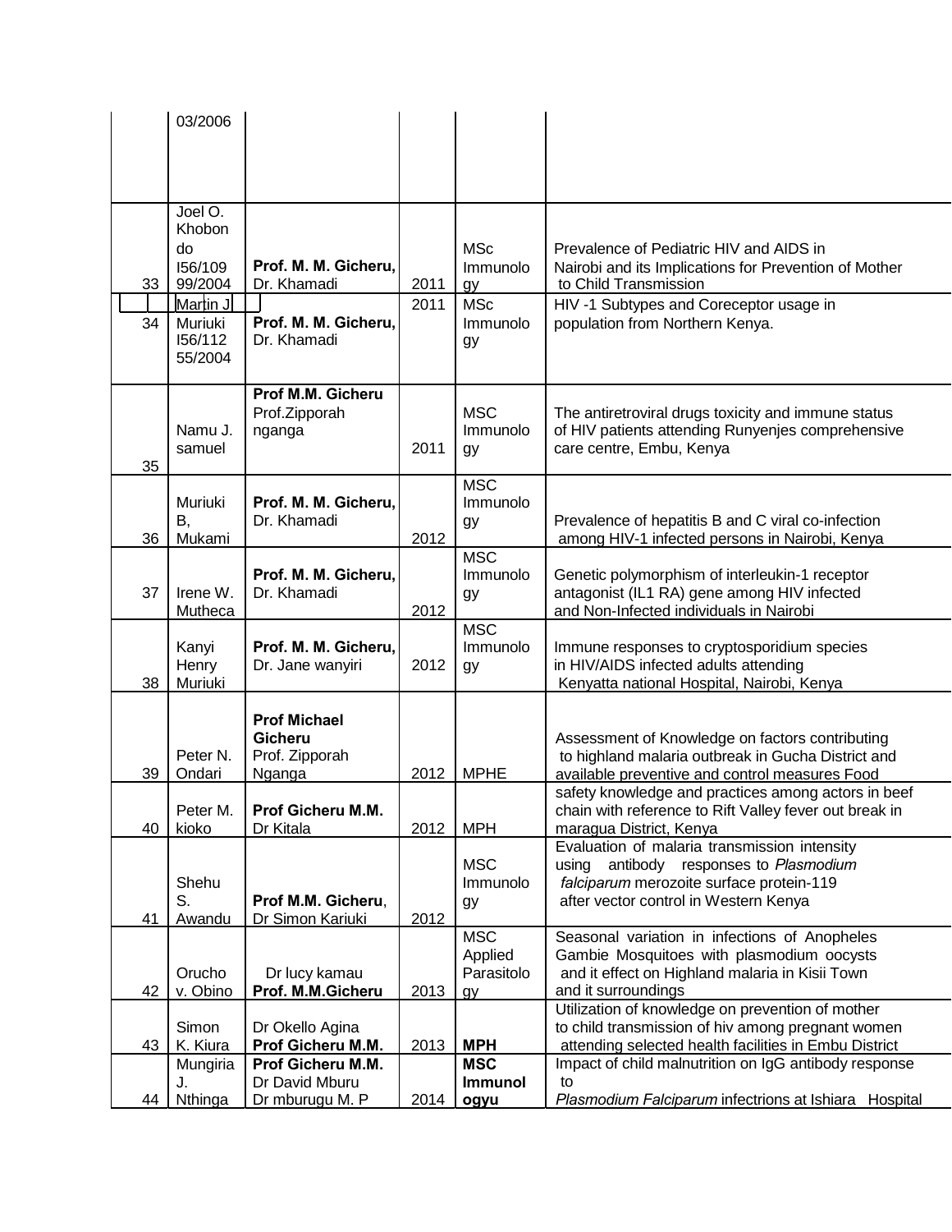| | | | | | |
|---|---|---|---|---|---|
| | 03/2006 | | | | |
| 33 | Joel O. Khobondo I56/10999/2004 | **Prof. M. M. Gicheru,** Dr. Khamadi | 2011 | MSc Immunology | Prevalence of Pediatric HIV and AIDS in Nairobi and its Implications for Prevention of Mother to Child Transmission |
| 34 | Martin J Muriuki I56/11255/2004 | **Prof. M. M. Gicheru,** Dr. Khamadi | 2011 | MSc Immunology | HIV -1 Subtypes and Coreceptor usage in population from Northern Kenya. |
| 35 | Namu J. samuel | **Prof M.M. Gicheru** Prof.Zipporah nganga | 2011 | MSC Immunology | The antiretroviral drugs toxicity and immune status of HIV patients attending Runyenjes comprehensive care centre, Embu, Kenya |
| 36 | Muriuki B, Mukami | **Prof. M. M. Gicheru,** Dr. Khamadi | 2012 | MSC Immunology | Prevalence of hepatitis B and C viral co-infection among HIV-1 infected persons in Nairobi, Kenya |
| 37 | Irene W. Mutheca | **Prof. M. M. Gicheru,** Dr. Khamadi | 2012 | MSC Immunology | Genetic polymorphism of interleukin-1 receptor antagonist (IL1 RA) gene among HIV infected and Non-Infected individuals in Nairobi |
| 38 | Kanyi Henry Muriuki | **Prof. M. M. Gicheru,** Dr. Jane wanyiri | 2012 | MSC Immunology | Immune responses to cryptosporidium species in HIV/AIDS infected adults attending Kenyatta national Hospital, Nairobi, Kenya |
| 39 | Peter N. Ondari | **Prof Michael Gicheru** Prof. Zipporah Nganga | 2012 | MPHE | Assessment of Knowledge on factors contributing to highland malaria outbreak in Gucha District and available preventive and control measures Food |
| 40 | Peter M. kioko | **Prof Gicheru M.M.** Dr Kitala | 2012 | MPH | safety knowledge and practices among actors in beef chain with reference to Rift Valley fever out break in maragua District, Kenya |
| 41 | Shehu S. Awandu | **Prof M.M. Gicheru**, Dr Simon Kariuki | 2012 | MSC Immunology | Evaluation of malaria transmission intensity using antibody responses to *Plasmodium falciparum* merozoite surface protein-119 after vector control in Western Kenya |
| 42 | Orucho v. Obino | Dr lucy kamau **Prof. M.M.Gicheru** | 2013 | MSC Applied Parasitology | Seasonal variation in infections of Anopheles Gambie Mosquitoes with plasmodium oocysts and it effect on Highland malaria in Kisii Town and it surroundings |
| 43 | Simon K. Kiura | Dr Okello Agina **Prof Gicheru M.M.** | 2013 | **MPH** | Utilization of knowledge on prevention of mother to child transmission of hiv among pregnant women attending selected health facilities in Embu District |
| 44 | Mungiria J. Nthinga | **Prof Gicheru M.M.** Dr David Mburu Dr mburugu M. P | 2014 | **MSC Immunologyu** | Impact of child malnutrition on IgG antibody response to *Plasmodium Falciparum* infectrions at Ishiara Hospital |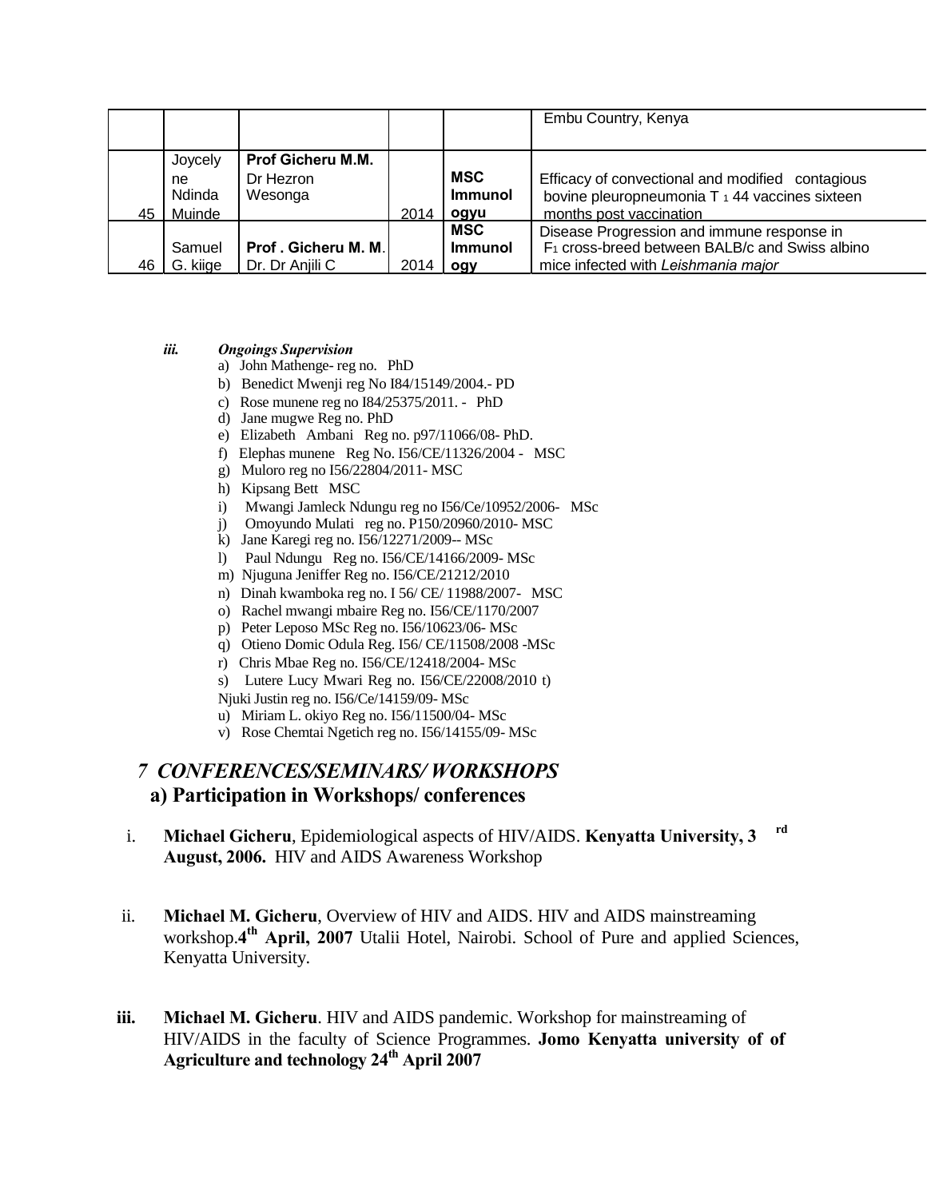|  |  |  |  |  | Embu Country, Kenya |
|---|---|---|---|---|---|
| 45 | Joycelyne Ndinda Muinde | **Prof Gicheru M.M.** Dr Hezron Wesonga | 2014 | **MSC Immunologyu** | Efficacy of convectional and modified contagious bovine pleuropneumonia T 1 44 vaccines sixteen months post vaccination |
| 46 | Samuel G. kiige | **Prof . Gicheru M. M**. Dr. Dr Anjili C | 2014 | **MSC Immunology** | Disease Progression and immune response in $F_1$ cross-breed between BALB/c and Swiss albino mice infected with *Leishmania major* |

***iii. Ongoings Supervision***

a) John Mathenge- reg no. PhD
b) Benedict Mwenji reg No I84/15149/2004.- PD
c) Rose munene reg no I84/25375/2011. - PhD
d) Jane mugwe Reg no. PhD
e) Elizabeth Ambani Reg no. p97/11066/08- PhD.
f) Elephas munene Reg No. I56/CE/11326/2004 - MSC
g) Muloro reg no I56/22804/2011- MSC
h) Kipsang Bett MSC
i) Mwangi Jamleck Ndungu reg no I56/Ce/10952/2006- MSc
j) Omoyundo Mulati reg no. P150/20960/2010- MSC
k) Jane Karegi reg no. I56/12271/2009-- MSc
l) Paul Ndungu Reg no. I56/CE/14166/2009- MSc
m) Njuguna Jeniffer Reg no. I56/CE/21212/2010
n) Dinah kwamboka reg no. I 56/ CE/ 11988/2007- MSC
o) Rachel mwangi mbaire Reg no. I56/CE/1170/2007
p) Peter Leposo MSc Reg no. I56/10623/06- MSc
q) Otieno Domic Odula Reg. I56/ CE/11508/2008 -MSc
r) Chris Mbae Reg no. I56/CE/12418/2004- MSc
s) Lutere Lucy Mwari Reg no. I56/CE/22008/2010 t) Njuki Justin reg no. I56/Ce/14159/09- MSc
u) Miriam L. okiyo Reg no. I56/11500/04- MSc
v) Rose Chemtai Ngetich reg no. I56/14155/09- MSc

## *7 CONFERENCES/SEMINARS/ WORKSHOPS*

### a) Participation in Workshops/ conferences

i. **Michael Gicheru**, Epidemiological aspects of HIV/AIDS. **Kenyatta University, 3rd August, 2006.** HIV and AIDS Awareness Workshop

ii. **Michael M. Gicheru**, Overview of HIV and AIDS. HIV and AIDS mainstreaming workshop.**4th April, 2007** Utalii Hotel, Nairobi. School of Pure and applied Sciences, Kenyatta University.

iii. **Michael M. Gicheru**. HIV and AIDS pandemic. Workshop for mainstreaming of HIV/AIDS in the faculty of Science Programmes. **Jomo Kenyatta university of of Agriculture and technology 24th April 2007**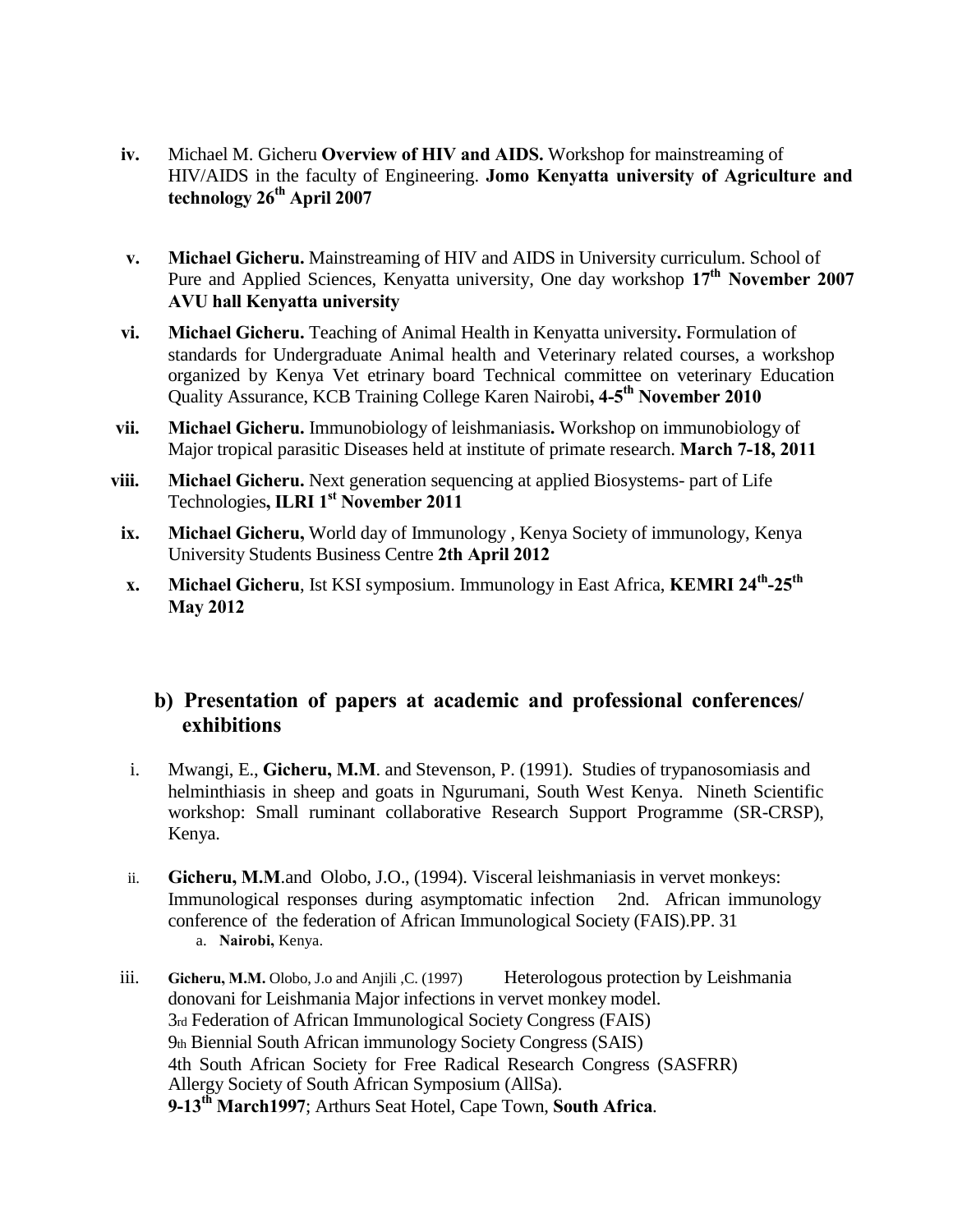iv. Michael M. Gicheru **Overview of HIV and AIDS.** Workshop for mainstreaming of HIV/AIDS in the faculty of Engineering. **Jomo Kenyatta university of Agriculture and technology 26th April 2007**

v. **Michael Gicheru.** Mainstreaming of HIV and AIDS in University curriculum. School of Pure and Applied Sciences, Kenyatta university, One day workshop **17th November 2007 AVU hall Kenyatta university**

vi. **Michael Gicheru.** Teaching of Animal Health in Kenyatta university**.** Formulation of standards for Undergraduate Animal health and Veterinary related courses, a workshop organized by Kenya Vet etrinary board Technical committee on veterinary Education Quality Assurance, KCB Training College Karen Nairobi**, 4-5th November 2010**

vii. **Michael Gicheru.** Immunobiology of leishmaniasis**.** Workshop on immunobiology of Major tropical parasitic Diseases held at institute of primate research. **March 7-18, 2011**

viii. **Michael Gicheru.** Next generation sequencing at applied Biosystems- part of Life Technologies**, ILRI 1st November 2011**

ix. **Michael Gicheru,** World day of Immunology , Kenya Society of immunology, Kenya University Students Business Centre **2th April 2012**

x. **Michael Gicheru**, Ist KSI symposium. Immunology in East Africa, **KEMRI 24th-25th May 2012**

## b) Presentation of papers at academic and professional conferences/ exhibitions

i. Mwangi, E., **Gicheru, M.M**. and Stevenson, P. (1991). Studies of trypanosomiasis and helminthiasis in sheep and goats in Ngurumani, South West Kenya. Nineth Scientific workshop: Small ruminant collaborative Research Support Programme (SR-CRSP), Kenya.

ii. **Gicheru, M.M**.and Olobo, J.O., (1994). Visceral leishmaniasis in vervet monkeys: Immunological responses during asymptomatic infection 2nd. African immunology conference of the federation of African Immunological Society (FAIS).PP. 31
   a. **Nairobi,** Kenya.

iii. **Gicheru, M.M.** Olobo, J.o and Anjili ,C. (1997) Heterologous protection by Leishmania donovani for Leishmania Major infections in vervet monkey model.
3rd Federation of African Immunological Society Congress (FAIS)
9th Biennial South African immunology Society Congress (SAIS)
4th South African Society for Free Radical Research Congress (SASFRR)
Allergy Society of South African Symposium (AllSa).
**9-13th March1997**; Arthurs Seat Hotel, Cape Town, **South Africa**.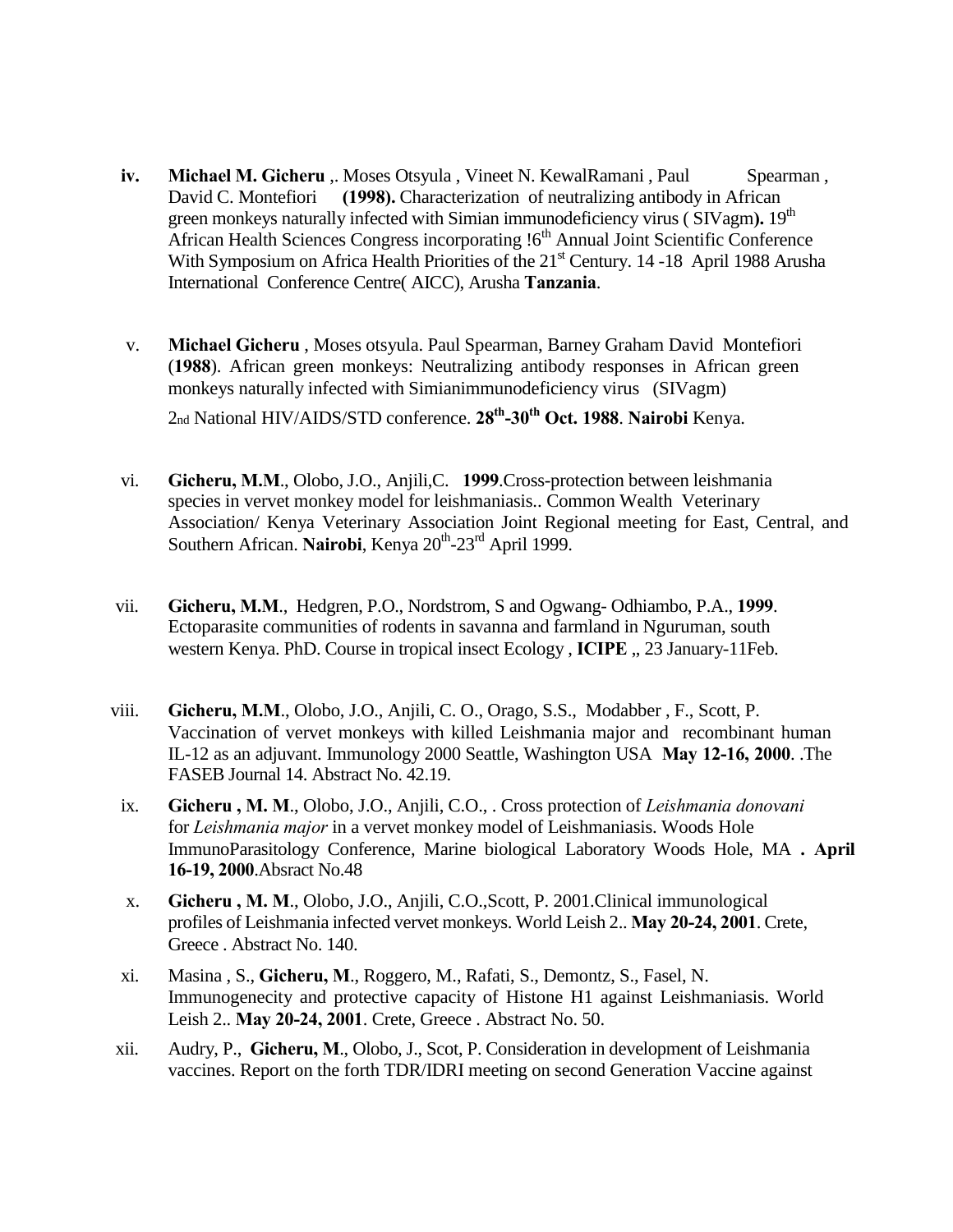iv. **Michael M. Gicheru** ,. Moses Otsyula , Vineet N. KewalRamani , Paul Spearman , David C. Montefiori **(1998).** Characterization of neutralizing antibody in African green monkeys naturally infected with Simian immunodeficiency virus ( SIVagm**).** 19th African Health Sciences Congress incorporating !6th Annual Joint Scientific Conference With Symposium on Africa Health Priorities of the 21st Century. 14 -18 April 1988 Arusha International Conference Centre( AICC), Arusha **Tanzania**.

v. **Michael Gicheru** , Moses otsyula. Paul Spearman, Barney Graham David Montefiori (**1988**). African green monkeys: Neutralizing antibody responses in African green monkeys naturally infected with Simianimmunodeficiency virus (SIVagm) 2nd National HIV/AIDS/STD conference. **28th-30th Oct. 1988**. **Nairobi** Kenya.

vi. **Gicheru, M.M**., Olobo, J.O., Anjili,C. **1999**.Cross-protection between leishmania species in vervet monkey model for leishmaniasis.. Common Wealth Veterinary Association/ Kenya Veterinary Association Joint Regional meeting for East, Central, and Southern African. **Nairobi**, Kenya 20th-23rd April 1999.

vii. **Gicheru, M.M**., Hedgren, P.O., Nordstrom, S and Ogwang- Odhiambo, P.A., **1999**. Ectoparasite communities of rodents in savanna and farmland in Nguruman, south western Kenya. PhD. Course in tropical insect Ecology , **ICIPE** ,, 23 January-11Feb.

viii. **Gicheru, M.M**., Olobo, J.O., Anjili, C. O., Orago, S.S., Modabber , F., Scott, P. Vaccination of vervet monkeys with killed Leishmania major and recombinant human IL-12 as an adjuvant. Immunology 2000 Seattle, Washington USA **May 12-16, 2000**. .The FASEB Journal 14. Abstract No. 42.19.

ix. **Gicheru , M. M**., Olobo, J.O., Anjili, C.O., . Cross protection of *Leishmania donovani* for *Leishmania major* in a vervet monkey model of Leishmaniasis. Woods Hole ImmunoParasitology Conference, Marine biological Laboratory Woods Hole, MA **. April 16-19, 2000**.Absract No.48

x. **Gicheru , M. M**., Olobo, J.O., Anjili, C.O.,Scott, P. 2001.Clinical immunological profiles of Leishmania infected vervet monkeys. World Leish 2.. **May 20-24, 2001**. Crete, Greece . Abstract No. 140.

xi. Masina , S., **Gicheru, M**., Roggero, M., Rafati, S., Demontz, S., Fasel, N. Immunogenecity and protective capacity of Histone H1 against Leishmaniasis. World Leish 2.. **May 20-24, 2001**. Crete, Greece . Abstract No. 50.

xii. Audry, P., **Gicheru, M**., Olobo, J., Scot, P. Consideration in development of Leishmania vaccines. Report on the forth TDR/IDRI meeting on second Generation Vaccine against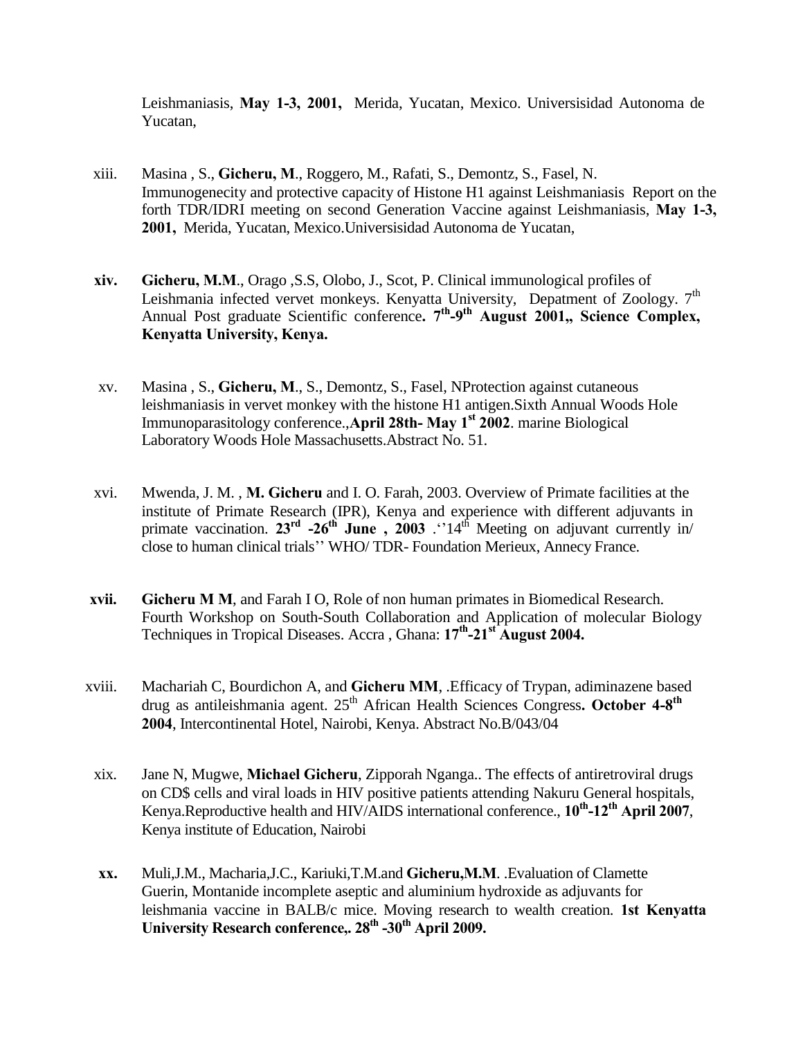Leishmaniasis, **May 1-3, 2001,** Merida, Yucatan, Mexico. Universisidad Autonoma de Yucatan,

xiii. Masina , S., **Gicheru, M**., Roggero, M., Rafati, S., Demontz, S., Fasel, N. Immunogenecity and protective capacity of Histone H1 against Leishmaniasis Report on the forth TDR/IDRI meeting on second Generation Vaccine against Leishmaniasis, **May 1-3, 2001,** Merida, Yucatan, Mexico.Universisidad Autonoma de Yucatan,

**xiv.** **Gicheru, M.M**., Orago ,S.S, Olobo, J., Scot, P. Clinical immunological profiles of Leishmania infected vervet monkeys. Kenyatta University, Depatment of Zoology. 7th Annual Post graduate Scientific conference**. 7th-9th August 2001,, Science Complex, Kenyatta University, Kenya.**

xv. Masina , S., **Gicheru, M**., S., Demontz, S., Fasel, NProtection against cutaneous leishmaniasis in vervet monkey with the histone H1 antigen.Sixth Annual Woods Hole Immunoparasitology conference.,**April 28th- May 1st 2002**. marine Biological Laboratory Woods Hole Massachusetts.Abstract No. 51.

xvi. Mwenda, J. M. , **M. Gicheru** and I. O. Farah, 2003. Overview of Primate facilities at the institute of Primate Research (IPR), Kenya and experience with different adjuvants in primate vaccination. **23rd -26th June , 2003** .''14th Meeting on adjuvant currently in/ close to human clinical trials'' WHO/ TDR- Foundation Merieux, Annecy France.

**xvii.** **Gicheru M M**, and Farah I O, Role of non human primates in Biomedical Research. Fourth Workshop on South-South Collaboration and Application of molecular Biology Techniques in Tropical Diseases. Accra , Ghana: **17th-21st August 2004.**

xviii. Machariah C, Bourdichon A, and **Gicheru MM**, .Efficacy of Trypan, adiminazene based drug as antileishmania agent. 25th African Health Sciences Congress**. October 4-8th 2004**, Intercontinental Hotel, Nairobi, Kenya. Abstract No.B/043/04

xix. Jane N, Mugwe, **Michael Gicheru**, Zipporah Nganga.. The effects of antiretroviral drugs on CD$ cells and viral loads in HIV positive patients attending Nakuru General hospitals, Kenya.Reproductive health and HIV/AIDS international conference., **10th-12th April 2007**, Kenya institute of Education, Nairobi

**xx.** Muli,J.M., Macharia,J.C., Kariuki,T.M.and **Gicheru,M.M**. .Evaluation of Clamette Guerin, Montanide incomplete aseptic and aluminium hydroxide as adjuvants for leishmania vaccine in BALB/c mice. Moving research to wealth creation. **1st Kenyatta University Research conference,. 28th -30th April 2009.**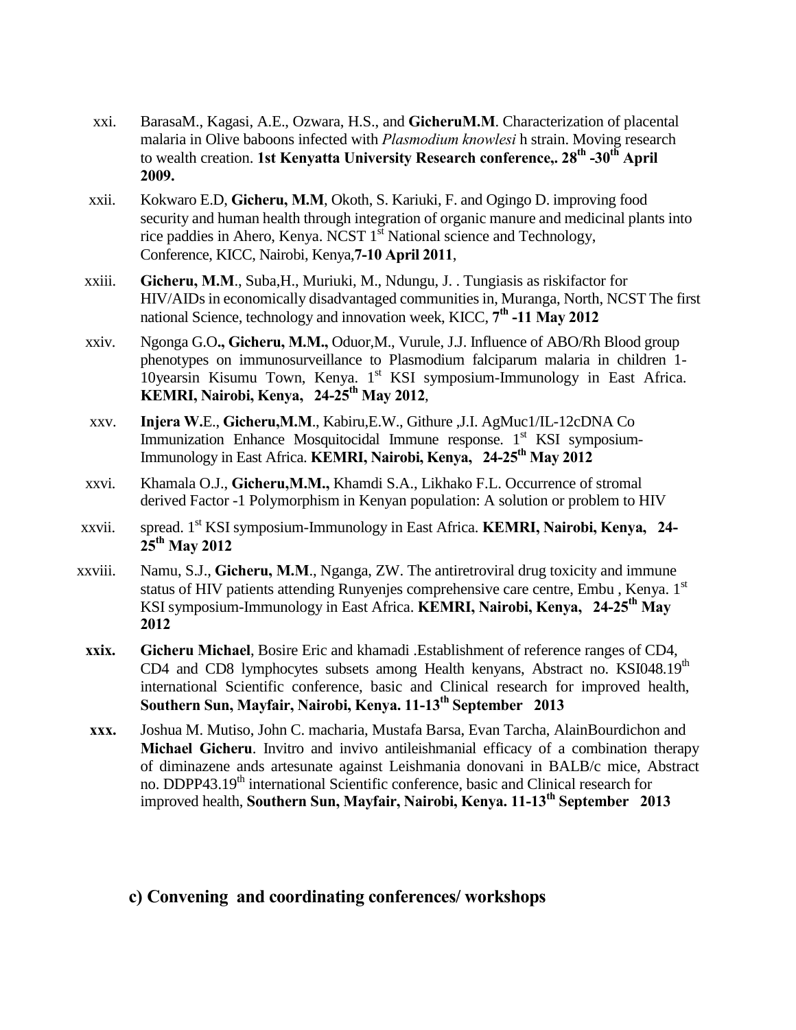xxi. BarasaM., Kagasi, A.E., Ozwara, H.S., and **GicheruM.M**. Characterization of placental malaria in Olive baboons infected with *Plasmodium knowlesi* h strain. Moving research to wealth creation. **1st Kenyatta University Research conference,. 28th -30th April 2009.**

xxii. Kokwaro E.D, **Gicheru, M.M**, Okoth, S. Kariuki, F. and Ogingo D. improving food security and human health through integration of organic manure and medicinal plants into rice paddies in Ahero, Kenya. NCST 1st National science and Technology, Conference, KICC, Nairobi, Kenya,**7-10 April 2011**,

xxiii. **Gicheru, M.M**., Suba,H., Muriuki, M., Ndungu, J. . Tungiasis as riskifactor for HIV/AIDs in economically disadvantaged communities in, Muranga, North, NCST The first national Science, technology and innovation week, KICC, **7th -11 May 2012**

xxiv. Ngonga G.O**., Gicheru, M.M.,** Oduor,M., Vurule, J.J. Influence of ABO/Rh Blood group phenotypes on immunosurveillance to Plasmodium falciparum malaria in children 1-10yearsin Kisumu Town, Kenya. 1st KSI symposium-Immunology in East Africa. **KEMRI, Nairobi, Kenya, 24-25th May 2012**,

xxv. **Injera W.**E., **Gicheru,M.M**., Kabiru,E.W., Githure ,J.I. AgMuc1/IL-12cDNA Co Immunization Enhance Mosquitocidal Immune response. 1st KSI symposium-Immunology in East Africa. **KEMRI, Nairobi, Kenya, 24-25th May 2012**

xxvi. Khamala O.J., **Gicheru,M.M.,** Khamdi S.A., Likhako F.L. Occurrence of stromal derived Factor -1 Polymorphism in Kenyan population: A solution or problem to HIV

xxvii. spread. 1st KSI symposium-Immunology in East Africa. **KEMRI, Nairobi, Kenya, 24-25th May 2012**

xxviii. Namu, S.J., **Gicheru, M.M**., Nganga, ZW. The antiretroviral drug toxicity and immune status of HIV patients attending Runyenjes comprehensive care centre, Embu , Kenya. 1st KSI symposium-Immunology in East Africa. **KEMRI, Nairobi, Kenya, 24-25th May 2012**

**xxix.** **Gicheru Michael**, Bosire Eric and khamadi .Establishment of reference ranges of CD4, CD4 and CD8 lymphocytes subsets among Health kenyans, Abstract no. KSI048.19th international Scientific conference, basic and Clinical research for improved health, **Southern Sun, Mayfair, Nairobi, Kenya. 11-13th September 2013**

**xxx.** Joshua M. Mutiso, John C. macharia, Mustafa Barsa, Evan Tarcha, AlainBourdichon and **Michael Gicheru**. Invitro and invivo antileishmanial efficacy of a combination therapy of diminazene ands artesunate against Leishmania donovani in BALB/c mice, Abstract no. DDPP43.19th international Scientific conference, basic and Clinical research for improved health, **Southern Sun, Mayfair, Nairobi, Kenya. 11-13th September 2013**

### c) Convening and coordinating conferences/ workshops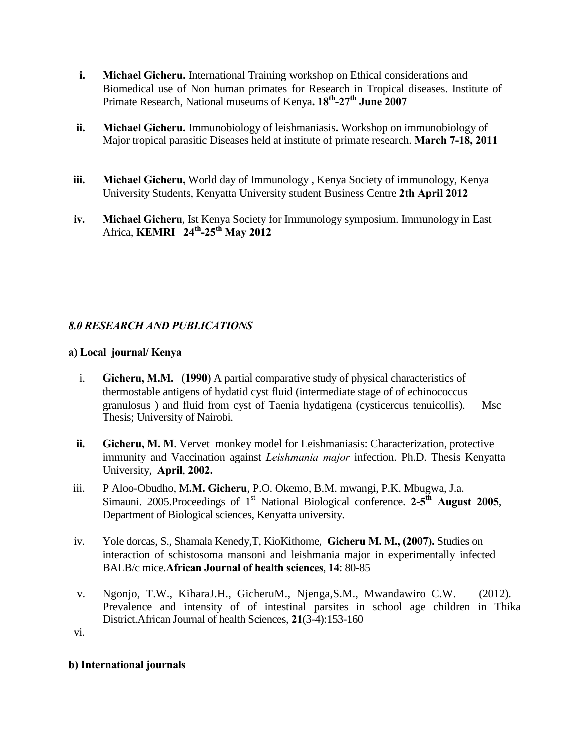i. **Michael Gicheru.** International Training workshop on Ethical considerations and Biomedical use of Non human primates for Research in Tropical diseases. Institute of Primate Research, National museums of Kenya**. 18th-27th June 2007**

ii. **Michael Gicheru.** Immunobiology of leishmaniasis**.** Workshop on immunobiology of Major tropical parasitic Diseases held at institute of primate research. **March 7-18, 2011**

iii. **Michael Gicheru,** World day of Immunology , Kenya Society of immunology, Kenya University Students, Kenyatta University student Business Centre **2th April 2012**

iv. **Michael Gicheru**, Ist Kenya Society for Immunology symposium. Immunology in East Africa, **KEMRI 24th-25th May 2012**

### *8.0 RESEARCH AND PUBLICATIONS*

**a) Local journal/ Kenya**

i. **Gicheru, M.M.** (**1990**) A partial comparative study of physical characteristics of thermostable antigens of hydatid cyst fluid (intermediate stage of of echinococcus granulosus ) and fluid from cyst of Taenia hydatigena (cysticercus tenuicollis). Msc Thesis; University of Nairobi.

ii. **Gicheru, M. M**. Vervet monkey model for Leishmaniasis: Characterization, protective immunity and Vaccination against *Leishmania major* infection. Ph.D. Thesis Kenyatta University, **April**, **2002.**

iii. P Aloo-Obudho, M**.M. Gicheru**, P.O. Okemo, B.M. mwangi, P.K. Mbugwa, J.a. Simauni. 2005.Proceedings of 1st National Biological conference. **2-5th August 2005**, Department of Biological sciences, Kenyatta university.

iv. Yole dorcas, S., Shamala Kenedy,T, KioKithome, **Gicheru M. M., (2007).** Studies on interaction of schistosoma mansoni and leishmania major in experimentally infected BALB/c mice.**African Journal of health sciences**, **14**: 80-85

v. Ngonjo, T.W., KiharaJ.H., GicheruM., Njenga,S.M., Mwandawiro C.W. (2012). Prevalence and intensity of of intestinal parsites in school age children in Thika District.African Journal of health Sciences, **21**(3-4):153-160

vi.

**b) International journals**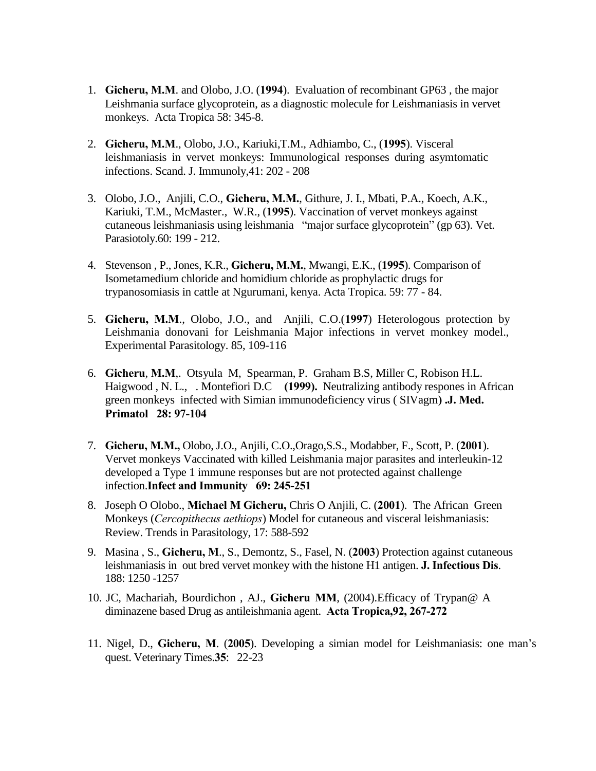1. **Gicheru, M.M**. and Olobo, J.O. (**1994**). Evaluation of recombinant GP63 , the major Leishmania surface glycoprotein, as a diagnostic molecule for Leishmaniasis in vervet monkeys. Acta Tropica 58: 345-8.

2. **Gicheru, M.M**., Olobo, J.O., Kariuki,T.M., Adhiambo, C., (**1995**). Visceral leishmaniasis in vervet monkeys: Immunological responses during asymtomatic infections. Scand. J. Immunoly,41: 202 - 208

3. Olobo, J.O., Anjili, C.O., **Gicheru, M.M.**, Githure, J. I., Mbati, P.A., Koech, A.K., Kariuki, T.M., McMaster., W.R., (**1995**). Vaccination of vervet monkeys against cutaneous leishmaniasis using leishmania "major surface glycoprotein" (gp 63). Vet. Parasiotoly.60: 199 - 212.

4. Stevenson , P., Jones, K.R., **Gicheru, M.M.**, Mwangi, E.K., (**1995**). Comparison of Isometamedium chloride and homidium chloride as prophylactic drugs for trypanosomiasis in cattle at Ngurumani, kenya. Acta Tropica. 59: 77 - 84.

5. **Gicheru, M.M**., Olobo, J.O., and Anjili, C.O.(**1997**) Heterologous protection by Leishmania donovani for Leishmania Major infections in vervet monkey model., Experimental Parasitology. 85, 109-116

6. **Gicheru**, **M.M**,. Otsyula M, Spearman, P. Graham B.S, Miller C, Robison H.L. Haigwood , N. L., . Montefiori D.C **(1999).** Neutralizing antibody respones in African green monkeys infected with Simian immunodeficiency virus ( SIVagm**) .J. Med. Primatol 28: 97-104**

7. **Gicheru, M.M.,** Olobo, J.O., Anjili, C.O.,Orago,S.S., Modabber, F., Scott, P. (**2001**). Vervet monkeys Vaccinated with killed Leishmania major parasites and interleukin-12 developed a Type 1 immune responses but are not protected against challenge infection.**Infect and Immunity 69: 245-251**

8. Joseph O Olobo., **Michael M Gicheru,** Chris O Anjili, C. (**2001**). The African Green Monkeys (*Cercopithecus aethiops*) Model for cutaneous and visceral leishmaniasis: Review. Trends in Parasitology, 17: 588-592

9. Masina , S., **Gicheru, M**., S., Demontz, S., Fasel, N. (**2003**) Protection against cutaneous leishmaniasis in out bred vervet monkey with the histone H1 antigen. **J. Infectious Dis**. 188: 1250 -1257

10. JC, Machariah, Bourdichon , AJ., **Gicheru MM**, (2004).Efficacy of Trypan@ A diminazene based Drug as antileishmania agent. **Acta Tropica,92, 267-272**

11. Nigel, D., **Gicheru, M**. (**2005**). Developing a simian model for Leishmaniasis: one man's quest. Veterinary Times.**35**: 22-23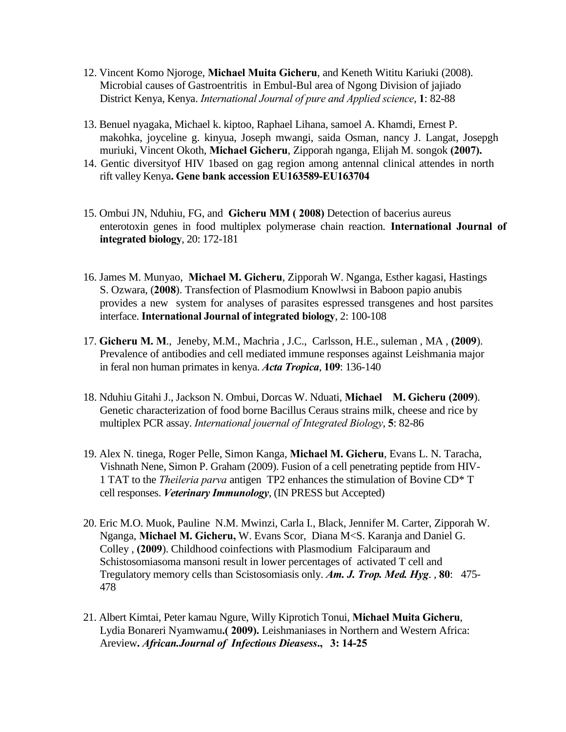12. Vincent Komo Njoroge, **Michael Muita Gicheru**, and Keneth Wititu Kariuki (2008). Microbial causes of Gastroentritis in Embul-Bul area of Ngong Division of jajiado District Kenya, Kenya. *International Journal of pure and Applied science*, **1**: 82-88

13. Benuel nyagaka, Michael k. kiptoo, Raphael Lihana, samoel A. Khamdi, Ernest P. makohka, joyceline g. kinyua, Joseph mwangi, saida Osman, nancy J. Langat, Josepgh muriuki, Vincent Okoth, **Michael Gicheru**, Zipporah nganga, Elijah M. songok **(2007).**

14. Gentic diversityof HIV 1based on gag region among antennal clinical attendes in north rift valley Kenya**. Gene bank accession EU163589-EU163704**

15. Ombui JN, Nduhiu, FG, and **Gicheru MM ( 2008)** Detection of bacerius aureus enterotoxin genes in food multiplex polymerase chain reaction. **International Journal of integrated biology**, 20: 172-181

16. James M. Munyao, **Michael M. Gicheru**, Zipporah W. Nganga, Esther kagasi, Hastings S. Ozwara, (**2008**). Transfection of Plasmodium Knowlwsi in Baboon papio anubis provides a new system for analyses of parasites espressed transgenes and host parsites interface. **International Journal of integrated biology**, 2: 100-108

17. **Gicheru M. M**., Jeneby, M.M., Machria , J.C., Carlsson, H.E., suleman , MA , **(2009**). Prevalence of antibodies and cell mediated immune responses against Leishmania major in feral non human primates in kenya. ***Acta Tropica***, **109**: 136-140

18. Nduhiu Gitahi J., Jackson N. Ombui, Dorcas W. Nduati, **Michael M. Gicheru (2009**). Genetic characterization of food borne Bacillus Ceraus strains milk, cheese and rice by multiplex PCR assay. *International jouernal of Integrated Biology*, **5**: 82-86

19. Alex N. tinega, Roger Pelle, Simon Kanga, **Michael M. Gicheru**, Evans L. N. Taracha, Vishnath Nene, Simon P. Graham (2009). Fusion of a cell penetrating peptide from HIV-1 TAT to the *Theileria parva* antigen TP2 enhances the stimulation of Bovine CD* T cell responses. ***Veterinary Immunology***, (IN PRESS but Accepted)

20. Eric M.O. Muok, Pauline N.M. Mwinzi, Carla I., Black, Jennifer M. Carter, Zipporah W. Nganga, **Michael M. Gicheru,** W. Evans Scor, Diana M<S. Karanja and Daniel G. Colley , **(2009**). Childhood coinfections with Plasmodium Falciparaum and Schistosomiasoma mansoni result in lower percentages of activated T cell and Tregulatory memory cells than Scistosomiasis only. ***Am. J. Trop. Med. Hyg***. , **80**: 475-478

21. Albert Kimtai, Peter kamau Ngure, Willy Kiprotich Tonui, **Michael Muita Gicheru**, Lydia Bonareri Nyamwamu**.( 2009).** Leishmaniases in Northern and Western Africa: Areview**. *African.Journal of Infectious Dieasess*., 3: 14-25**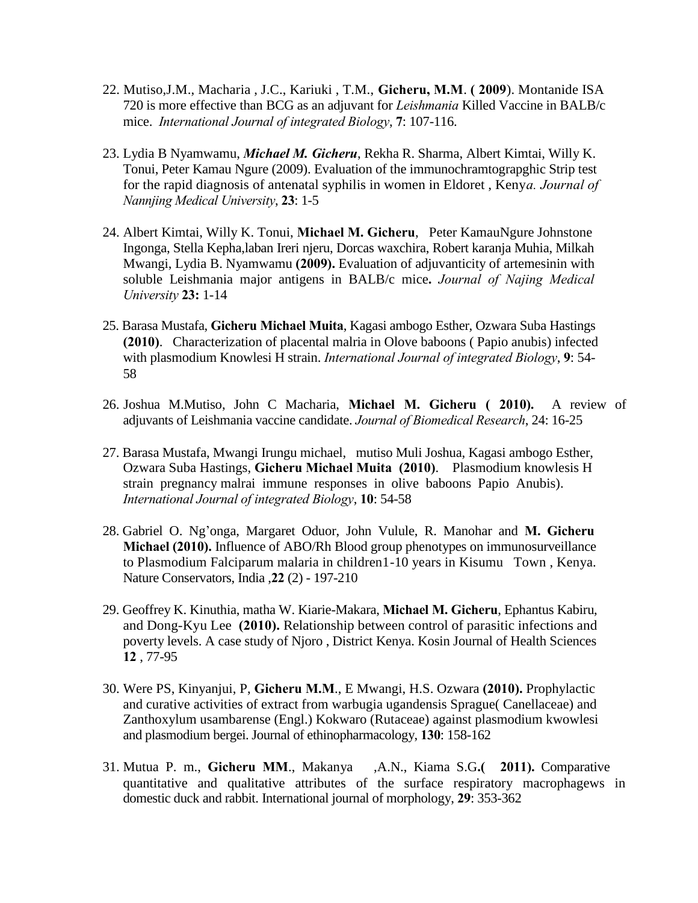22. Mutiso,J.M., Macharia , J.C., Kariuki , T.M., **Gicheru, M.M**. **( 2009**). Montanide ISA 720 is more effective than BCG as an adjuvant for *Leishmania* Killed Vaccine in BALB/c mice. *International Journal of integrated Biology*, **7**: 107-116.

23. Lydia B Nyamwamu, ***Michael M. Gicheru***, Rekha R. Sharma, Albert Kimtai, Willy K. Tonui, Peter Kamau Ngure (2009). Evaluation of the immunochramtograpghic Strip test for the rapid diagnosis of antenatal syphilis in women in Eldoret , Keny*a. Journal of Nannjing Medical University*, **23**: 1-5

24. Albert Kimtai, Willy K. Tonui, **Michael M. Gicheru**, Peter KamauNgure Johnstone Ingonga, Stella Kepha,laban Ireri njeru, Dorcas waxchira, Robert karanja Muhia, Milkah Mwangi, Lydia B. Nyamwamu **(2009).** Evaluation of adjuvanticity of artemesinin with soluble Leishmania major antigens in BALB/c mice**.** *Journal of Najing Medical University* **23:** 1-14

25. Barasa Mustafa, **Gicheru Michael Muita**, Kagasi ambogo Esther, Ozwara Suba Hastings **(2010)**. Characterization of placental malria in Olove baboons ( Papio anubis) infected with plasmodium Knowlesi H strain. *International Journal of integrated Biology*, **9**: 54-58

26. Joshua M.Mutiso, John C Macharia, **Michael M. Gicheru ( 2010).** A review of adjuvants of Leishmania vaccine candidate. *Journal of Biomedical Research*, 24: 16-25

27. Barasa Mustafa, Mwangi Irungu michael, mutiso Muli Joshua, Kagasi ambogo Esther, Ozwara Suba Hastings, **Gicheru Michael Muita (2010)**. Plasmodium knowlesis H strain pregnancy malrai immune responses in olive baboons Papio Anubis). *International Journal of integrated Biology*, **10**: 54-58

28. Gabriel O. Ng'onga, Margaret Oduor, John Vulule, R. Manohar and **M. Gicheru Michael (2010).** Influence of ABO/Rh Blood group phenotypes on immunosurveillance to Plasmodium Falciparum malaria in children1-10 years in Kisumu Town , Kenya. Nature Conservators, India ,**22** (2) - 197-210

29. Geoffrey K. Kinuthia, matha W. Kiarie-Makara, **Michael M. Gicheru**, Ephantus Kabiru, and Dong-Kyu Lee **(2010).** Relationship between control of parasitic infections and poverty levels. A case study of Njoro , District Kenya. Kosin Journal of Health Sciences **12** , 77-95

30. Were PS, Kinyanjui, P, **Gicheru M.M**., E Mwangi, H.S. Ozwara **(2010).** Prophylactic and curative activities of extract from warbugia ugandensis Sprague( Canellaceae) and Zanthoxylum usambarense (Engl.) Kokwaro (Rutaceae) against plasmodium kwowlesi and plasmodium bergei. Journal of ethinopharmacology, **130**: 158-162

31. Mutua P. m., **Gicheru MM**., Makanya ,A.N., Kiama S.G**.( 2011).** Comparative quantitative and qualitative attributes of the surface respiratory macrophagews in domestic duck and rabbit. International journal of morphology, **29**: 353-362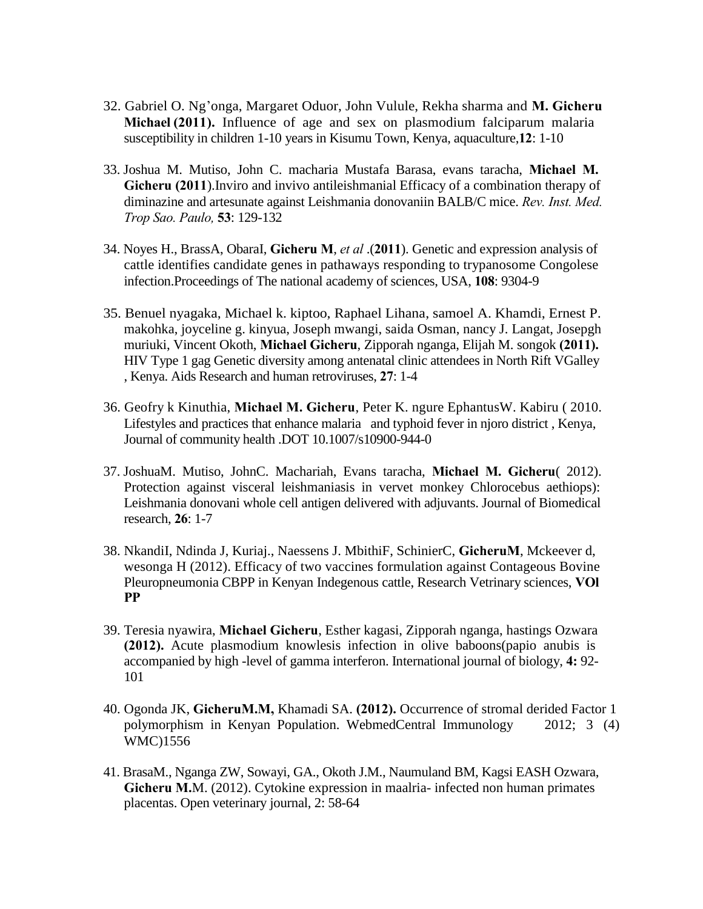32. Gabriel O. Ng'onga, Margaret Oduor, John Vulule, Rekha sharma and **M. Gicheru Michael (2011).** Influence of age and sex on plasmodium falciparum malaria susceptibility in children 1-10 years in Kisumu Town, Kenya, aquaculture,**12**: 1-10

33. Joshua M. Mutiso, John C. macharia Mustafa Barasa, evans taracha, **Michael M. Gicheru (2011**).Inviro and invivo antileishmanial Efficacy of a combination therapy of diminazine and artesunate against Leishmania donovaniin BALB/C mice. *Rev. Inst. Med. Trop Sao. Paulo,* **53**: 129-132

34. Noyes H., BrassA, ObaraI, **Gicheru M**, *et al* .(**2011**). Genetic and expression analysis of cattle identifies candidate genes in pathaways responding to trypanosome Congolese infection.Proceedings of The national academy of sciences, USA, **108**: 9304-9

35. Benuel nyagaka, Michael k. kiptoo, Raphael Lihana, samoel A. Khamdi, Ernest P. makohka, joyceline g. kinyua, Joseph mwangi, saida Osman, nancy J. Langat, Josepgh muriuki, Vincent Okoth, **Michael Gicheru**, Zipporah nganga, Elijah M. songok **(2011).** HIV Type 1 gag Genetic diversity among antenatal clinic attendees in North Rift VGalley , Kenya. Aids Research and human retroviruses, **27**: 1-4

36. Geofry k Kinuthia, **Michael M. Gicheru**, Peter K. ngure EphantusW. Kabiru ( 2010. Lifestyles and practices that enhance malaria and typhoid fever in njoro district , Kenya, Journal of community health .DOT 10.1007/s10900-944-0

37. JoshuaM. Mutiso, JohnC. Machariah, Evans taracha, **Michael M. Gicheru**( 2012). Protection against visceral leishmaniasis in vervet monkey Chlorocebus aethiops): Leishmania donovani whole cell antigen delivered with adjuvants. Journal of Biomedical research, **26**: 1-7

38. NkandiI, Ndinda J, Kuriaj., Naessens J. MbithiF, SchinierC, **GicheruM**, Mckeever d, wesonga H (2012). Efficacy of two vaccines formulation against Contageous Bovine Pleuropneumonia CBPP in Kenyan Indegenous cattle, Research Vetrinary sciences, **VOl PP**

39. Teresia nyawira, **Michael Gicheru**, Esther kagasi, Zipporah nganga, hastings Ozwara **(2012).** Acute plasmodium knowlesis infection in olive baboons(papio anubis is accompanied by high -level of gamma interferon. International journal of biology, **4:** 92-101

40. Ogonda JK, **GicheruM.M,** Khamadi SA. **(2012).** Occurrence of stromal derided Factor 1 polymorphism in Kenyan Population. WebmedCentral Immunology 2012; 3 (4) WMC)1556

41. BrasaM., Nganga ZW, Sowayi, GA., Okoth J.M., Naumuland BM, Kagsi EASH Ozwara, **Gicheru M.**M. (2012). Cytokine expression in maalria- infected non human primates placentas. Open veterinary journal, 2: 58-64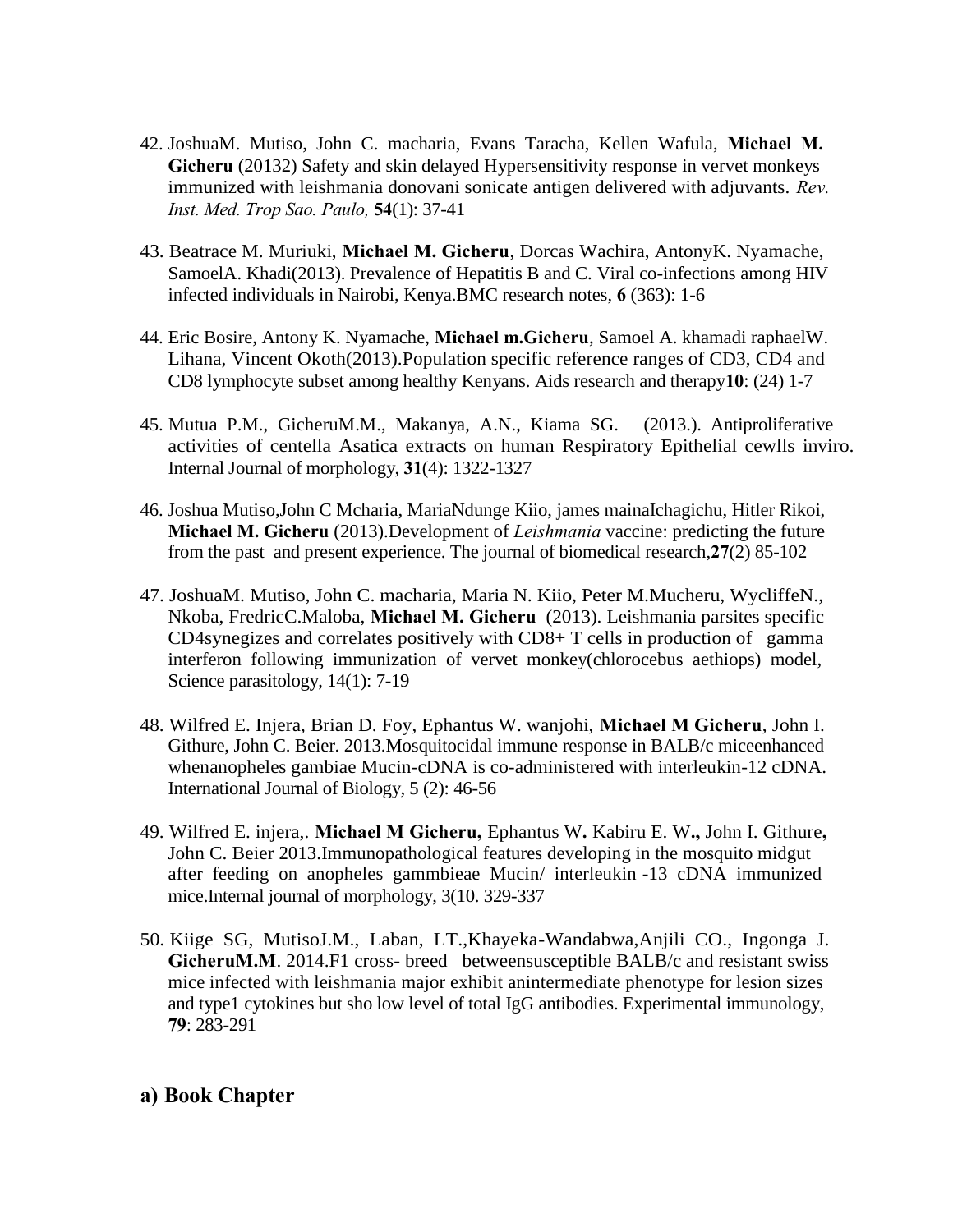42. JoshuaM. Mutiso, John C. macharia, Evans Taracha, Kellen Wafula, **Michael M. Gicheru** (20132) Safety and skin delayed Hypersensitivity response in vervet monkeys immunized with leishmania donovani sonicate antigen delivered with adjuvants. *Rev. Inst. Med. Trop Sao. Paulo,* **54**(1): 37-41

43. Beatrace M. Muriuki, **Michael M. Gicheru**, Dorcas Wachira, AntonyK. Nyamache, SamoelA. Khadi(2013). Prevalence of Hepatitis B and C. Viral co-infections among HIV infected individuals in Nairobi, Kenya.BMC research notes, **6** (363): 1-6

44. Eric Bosire, Antony K. Nyamache, **Michael m.Gicheru**, Samoel A. khamadi raphaelW. Lihana, Vincent Okoth(2013).Population specific reference ranges of CD3, CD4 and CD8 lymphocyte subset among healthy Kenyans. Aids research and therapy**10**: (24) 1-7

45. Mutua P.M., GicheruM.M., Makanya, A.N., Kiama SG. (2013.). Antiproliferative activities of centella Asatica extracts on human Respiratory Epithelial cewlls inviro. Internal Journal of morphology, **31**(4): 1322-1327

46. Joshua Mutiso,John C Mcharia, MariaNdunge Kiio, james mainaIchagichu, Hitler Rikoi, **Michael M. Gicheru** (2013).Development of *Leishmania* vaccine: predicting the future from the past and present experience. The journal of biomedical research,**27**(2) 85-102

47. JoshuaM. Mutiso, John C. macharia, Maria N. Kiio, Peter M.Mucheru, WycliffeN., Nkoba, FredricC.Maloba, **Michael M. Gicheru** (2013). Leishmania parsites specific CD4synegizes and correlates positively with CD8+ T cells in production of gamma interferon following immunization of vervet monkey(chlorocebus aethiops) model, Science parasitology, 14(1): 7-19

48. Wilfred E. Injera, Brian D. Foy, Ephantus W. wanjohi, **Michael M Gicheru**, John I. Githure, John C. Beier. 2013.Mosquitocidal immune response in BALB/c miceenhanced whenanopheles gambiae Mucin-cDNA is co-administered with interleukin-12 cDNA. International Journal of Biology, 5 (2): 46-56

49. Wilfred E. injera,. **Michael M Gicheru,** Ephantus W**.** Kabiru E. W**.,** John I. Githure**,** John C. Beier 2013.Immunopathological features developing in the mosquito midgut after feeding on anopheles gammbieae Mucin/ interleukin -13 cDNA immunized mice.Internal journal of morphology, 3(10. 329-337

50. Kiige SG, MutisoJ.M., Laban, LT.,Khayeka-Wandabwa,Anjili CO., Ingonga J. **GicheruM.M**. 2014.F1 cross- breed betweensusceptible BALB/c and resistant swiss mice infected with leishmania major exhibit anintermediate phenotype for lesion sizes and type1 cytokines but sho low level of total IgG antibodies. Experimental immunology, **79**: 283-291

## a) Book Chapter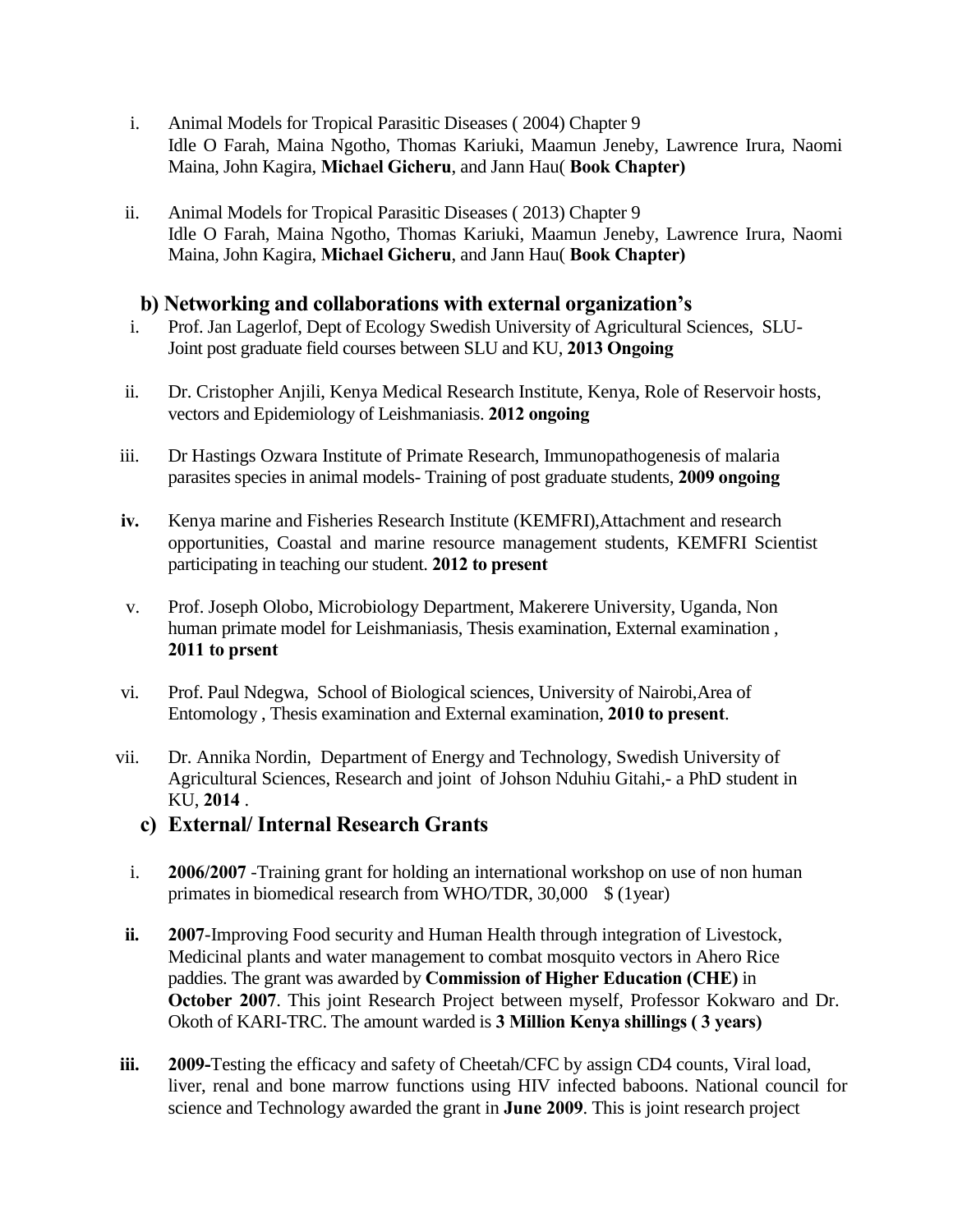i. Animal Models for Tropical Parasitic Diseases ( 2004) Chapter 9
   Idle O Farah, Maina Ngotho, Thomas Kariuki, Maamun Jeneby, Lawrence Irura, Naomi Maina, John Kagira, **Michael Gicheru**, and Jann Hau( **Book Chapter)**

ii. Animal Models for Tropical Parasitic Diseases ( 2013) Chapter 9
   Idle O Farah, Maina Ngotho, Thomas Kariuki, Maamun Jeneby, Lawrence Irura, Naomi Maina, John Kagira, **Michael Gicheru**, and Jann Hau( **Book Chapter)**

### b) Networking and collaborations with external organization's

i. Prof. Jan Lagerlof, Dept of Ecology Swedish University of Agricultural Sciences, SLU- Joint post graduate field courses between SLU and KU, **2013 Ongoing**

ii. Dr. Cristopher Anjili, Kenya Medical Research Institute, Kenya, Role of Reservoir hosts, vectors and Epidemiology of Leishmaniasis. **2012 ongoing**

iii. Dr Hastings Ozwara Institute of Primate Research, Immunopathogenesis of malaria parasites species in animal models- Training of post graduate students, **2009 ongoing**

**iv.** Kenya marine and Fisheries Research Institute (KEMFRI),Attachment and research opportunities, Coastal and marine resource management students, KEMFRI Scientist participating in teaching our student. **2012 to present**

v. Prof. Joseph Olobo, Microbiology Department, Makerere University, Uganda, Non human primate model for Leishmaniasis, Thesis examination, External examination , **2011 to prsent**

vi. Prof. Paul Ndegwa, School of Biological sciences, University of Nairobi,Area of Entomology , Thesis examination and External examination, **2010 to present**.

vii. Dr. Annika Nordin, Department of Energy and Technology, Swedish University of Agricultural Sciences, Research and joint of Johson Nduhiu Gitahi,- a PhD student in KU, **2014** .

### c) External/ Internal Research Grants

i. **2006/2007** -Training grant for holding an international workshop on use of non human primates in biomedical research from WHO/TDR, 30,000 $ (1year)

**ii.** **2007**-Improving Food security and Human Health through integration of Livestock, Medicinal plants and water management to combat mosquito vectors in Ahero Rice paddies. The grant was awarded by **Commission of Higher Education (CHE)** in **October 2007**. This joint Research Project between myself, Professor Kokwaro and Dr. Okoth of KARI-TRC. The amount warded is **3 Million Kenya shillings ( 3 years)**

**iii.** **2009-**Testing the efficacy and safety of Cheetah/CFC by assign CD4 counts, Viral load, liver, renal and bone marrow functions using HIV infected baboons. National council for science and Technology awarded the grant in **June 2009**. This is joint research project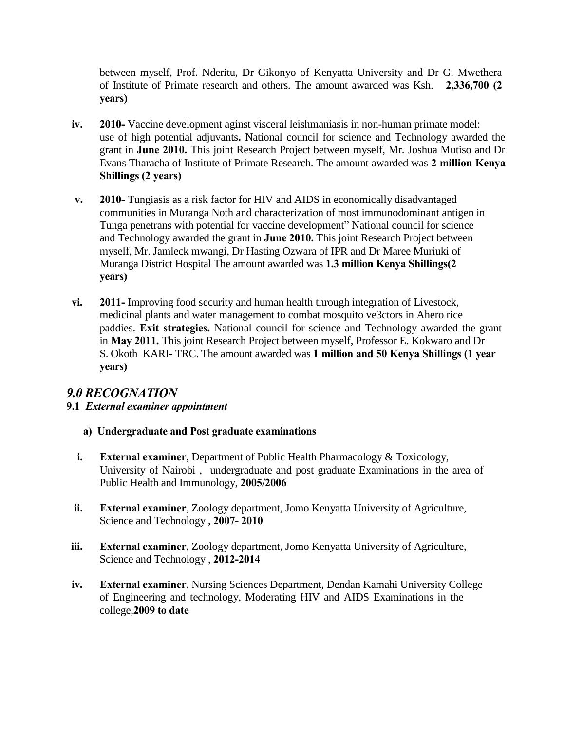between myself, Prof. Nderitu, Dr Gikonyo of Kenyatta University and Dr G. Mwethera of Institute of Primate research and others. The amount awarded was Ksh. **2,336,700 (2 years)**

iv. **2010-** Vaccine development aginst visceral leishmaniasis in non-human primate model: use of high potential adjuvants**.** National council for science and Technology awarded the grant in **June 2010.** This joint Research Project between myself, Mr. Joshua Mutiso and Dr Evans Tharacha of Institute of Primate Research. The amount awarded was **2 million Kenya Shillings (2 years)**

v. **2010-** Tungiasis as a risk factor for HIV and AIDS in economically disadvantaged communities in Muranga Noth and characterization of most immunodominant antigen in Tunga penetrans with potential for vaccine development" National council for science and Technology awarded the grant in **June 2010.** This joint Research Project between myself, Mr. Jamleck mwangi, Dr Hasting Ozwara of IPR and Dr Maree Muriuki of Muranga District Hospital The amount awarded was **1.3 million Kenya Shillings(2 years)**

vi. **2011-** Improving food security and human health through integration of Livestock, medicinal plants and water management to combat mosquito ve3ctors in Ahero rice paddies. **Exit strategies.** National council for science and Technology awarded the grant in **May 2011.** This joint Research Project between myself, Professor E. Kokwaro and Dr S. Okoth KARI- TRC. The amount awarded was **1 million and 50 Kenya Shillings (1 year years)**

## *9.0 RECOGNATION*

### **9.1** *External examiner appointment*

**a) Undergraduate and Post graduate examinations**

i. **External examiner**, Department of Public Health Pharmacology & Toxicology, University of Nairobi , undergraduate and post graduate Examinations in the area of Public Health and Immunology, **2005/2006**

ii. **External examiner**, Zoology department, Jomo Kenyatta University of Agriculture, Science and Technology , **2007- 2010**

iii. **External examiner**, Zoology department, Jomo Kenyatta University of Agriculture, Science and Technology , **2012-2014**

iv. **External examiner**, Nursing Sciences Department, Dendan Kamahi University College of Engineering and technology, Moderating HIV and AIDS Examinations in the college,**2009 to date**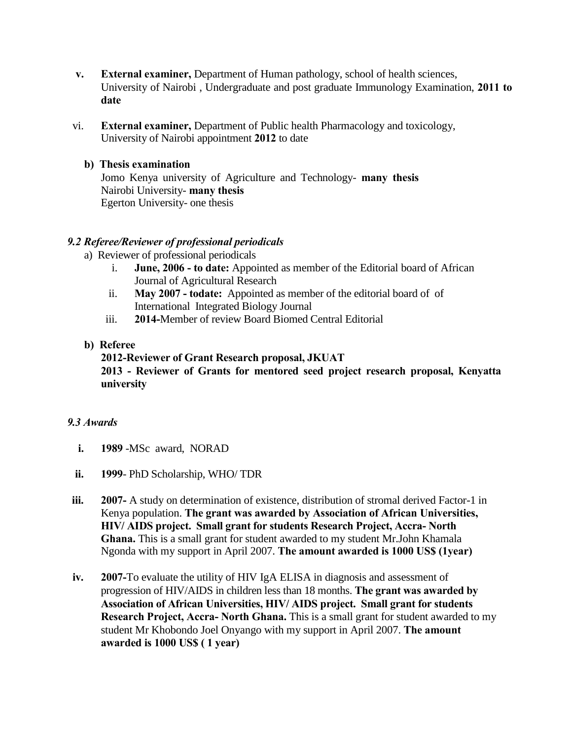v. **External examiner,** Department of Human pathology, school of health sciences, University of Nairobi , Undergraduate and post graduate Immunology Examination, **2011 to date**

vi. **External examiner,** Department of Public health Pharmacology and toxicology, University of Nairobi appointment **2012** to date

**b) Thesis examination**

Jomo Kenya university of Agriculture and Technology- **many thesis**
Nairobi University- **many thesis**
Egerton University- one thesis

### *9.2 Referee/Reviewer of professional periodicals*

a) Reviewer of professional periodicals

i. **June, 2006 - to date:** Appointed as member of the Editorial board of African Journal of Agricultural Research

ii. **May 2007 - todate:** Appointed as member of the editorial board of of International Integrated Biology Journal

iii. **2014-**Member of review Board Biomed Central Editorial

**b) Referee**

**2012-Reviewer of Grant Research proposal, JKUAT**
**2013 - Reviewer of Grants for mentored seed project research proposal, Kenyatta university**

### *9.3 Awards*

i. **1989** -MSc award, NORAD

ii. **1999**- PhD Scholarship, WHO/ TDR

iii. **2007-** A study on determination of existence, distribution of stromal derived Factor-1 in Kenya population. **The grant was awarded by Association of African Universities, HIV/ AIDS project. Small grant for students Research Project, Accra- North Ghana.** This is a small grant for student awarded to my student Mr.John Khamala Ngonda with my support in April 2007. **The amount awarded is 1000 US$ (1year)**

iv. **2007-**To evaluate the utility of HIV IgA ELISA in diagnosis and assessment of progression of HIV/AIDS in children less than 18 months. **The grant was awarded by Association of African Universities, HIV/ AIDS project. Small grant for students Research Project, Accra- North Ghana.** This is a small grant for student awarded to my student Mr Khobondo Joel Onyango with my support in April 2007. **The amount awarded is 1000 US$ ( 1 year)**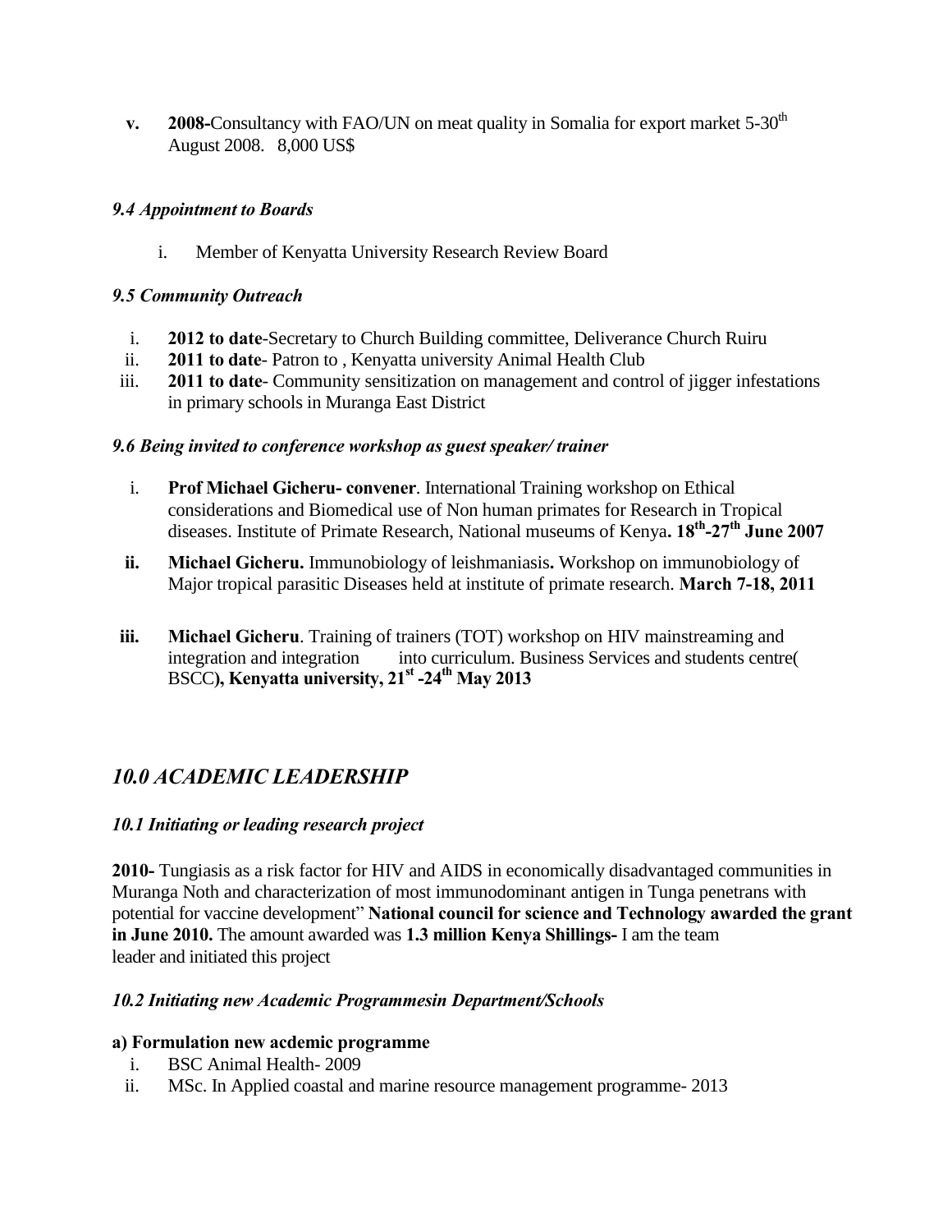v. **2008-**Consultancy with FAO/UN on meat quality in Somalia for export market 5-30th August 2008. 8,000 US$

### *9.4 Appointment to Boards*

i. Member of Kenyatta University Research Review Board

### *9.5 Community Outreach*

i. **2012 to date**-Secretary to Church Building committee, Deliverance Church Ruiru
ii. **2011 to date**- Patron to , Kenyatta university Animal Health Club
iii. **2011 to date**- Community sensitization on management and control of jigger infestations in primary schools in Muranga East District

### *9.6 Being invited to conference workshop as guest speaker/ trainer*

i. **Prof Michael Gicheru- convener**. International Training workshop on Ethical considerations and Biomedical use of Non human primates for Research in Tropical diseases. Institute of Primate Research, National museums of Kenya**. 18th-27th June 2007**

**ii.** **Michael Gicheru.** Immunobiology of leishmaniasis**.** Workshop on immunobiology of Major tropical parasitic Diseases held at institute of primate research. **March 7-18, 2011**

**iii.** **Michael Gicheru**. Training of trainers (TOT) workshop on HIV mainstreaming and integration and integration into curriculum. Business Services and students centre( BSCC**), Kenyatta university, 21st -24th May 2013**

## *10.0 ACADEMIC LEADERSHIP*

### *10.1 Initiating or leading research project*

**2010-** Tungiasis as a risk factor for HIV and AIDS in economically disadvantaged communities in Muranga Noth and characterization of most immunodominant antigen in Tunga penetrans with potential for vaccine development" **National council for science and Technology awarded the grant in June 2010.** The amount awarded was **1.3 million Kenya Shillings-** I am the team leader and initiated this project

### *10.2 Initiating new Academic Programmesin Department/Schools*

**a) Formulation new acdemic programme**

i. BSC Animal Health- 2009
ii. MSc. In Applied coastal and marine resource management programme- 2013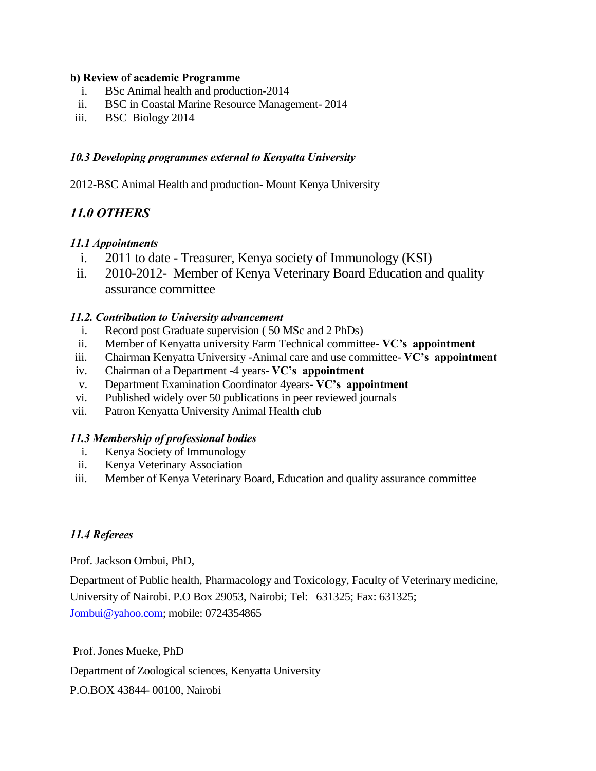**b) Review of academic Programme**

i. BSc Animal health and production-2014
ii. BSC in Coastal Marine Resource Management- 2014
iii. BSC Biology 2014

***10.3 Developing programmes external to Kenyatta University***

2012-BSC Animal Health and production- Mount Kenya University

## *11.0 OTHERS*

***11.1 Appointments***

i. 2011 to date - Treasurer, Kenya society of Immunology (KSI)
ii. 2010-2012- Member of Kenya Veterinary Board Education and quality assurance committee

***11.2. Contribution to University advancement***

i. Record post Graduate supervision ( 50 MSc and 2 PhDs)
ii. Member of Kenyatta university Farm Technical committee- **VC's appointment**
iii. Chairman Kenyatta University -Animal care and use committee- **VC's appointment**
iv. Chairman of a Department -4 years- **VC's appointment**
v. Department Examination Coordinator 4years- **VC's appointment**
vi. Published widely over 50 publications in peer reviewed journals
vii. Patron Kenyatta University Animal Health club

***11.3 Membership of professional bodies***

i. Kenya Society of Immunology
ii. Kenya Veterinary Association
iii. Member of Kenya Veterinary Board, Education and quality assurance committee

***11.4 Referees***

Prof. Jackson Ombui, PhD,

Department of Public health, Pharmacology and Toxicology, Faculty of Veterinary medicine, University of Nairobi. P.O Box 29053, Nairobi; Tel: 631325; Fax: 631325; Jombui@yahoo.com; mobile: 0724354865

Prof. Jones Mueke, PhD

Department of Zoological sciences, Kenyatta University

P.O.BOX 43844- 00100, Nairobi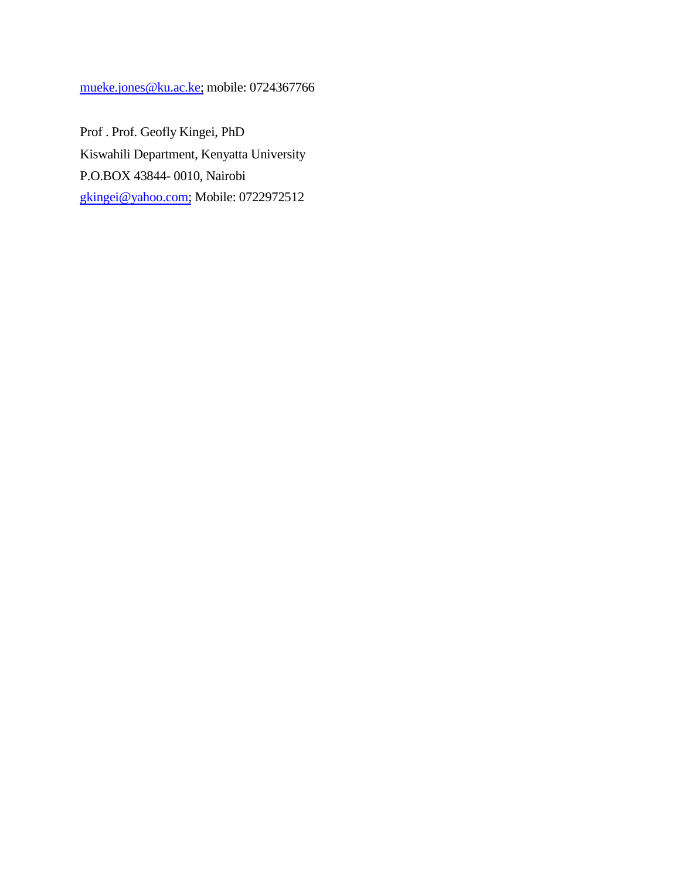mueke.jones@ku.ac.ke; mobile: 0724367766

Prof . Prof. Geofly Kingei, PhD
Kiswahili Department, Kenyatta University
P.O.BOX 43844- 0010, Nairobi
gkingei@yahoo.com; Mobile: 0722972512